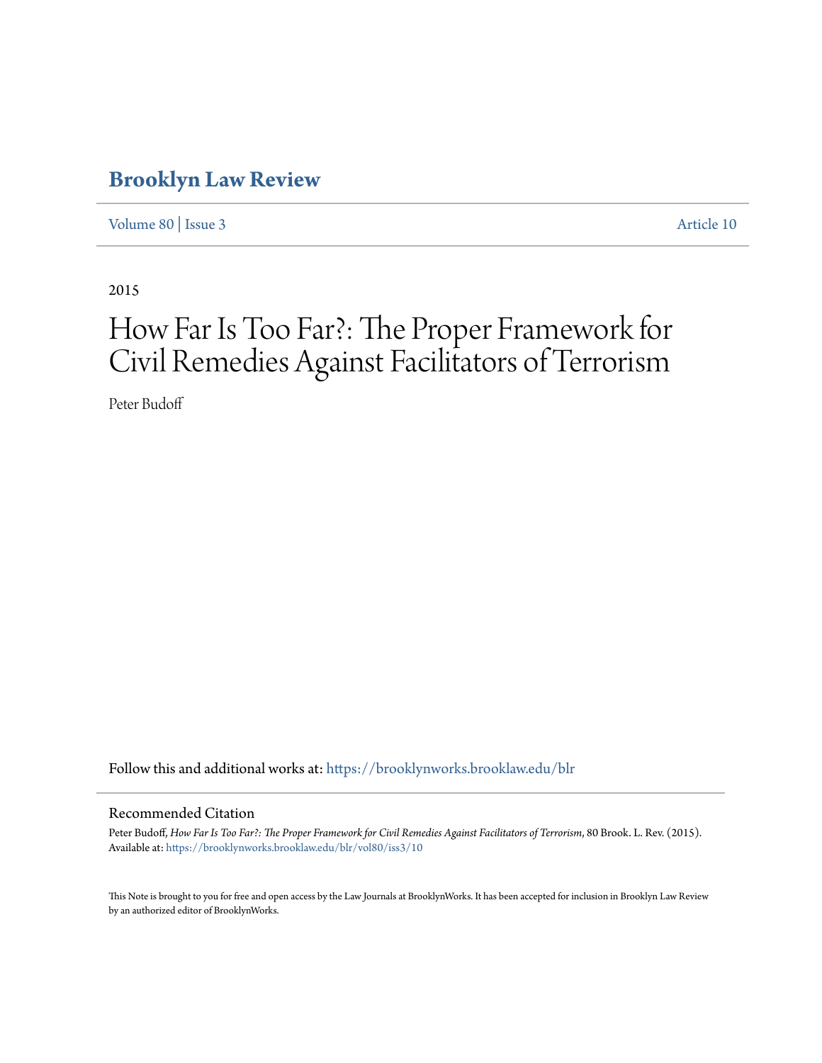# Brooklyn Law Review

Volume 80 | Issue 3 Article 10

2015

# How Far Is Too Far?: The Proper Framework for Civil Remedies Against Facilitators of Terrorism

Peter Budoff

Follow this and additional works at: https://brooklynworks.brooklaw.edu/blr

## Recommended Citation

Peter Budoff, *How Far Is Too Far?: The Proper Framework for Civil Remedies Against Facilitators of Terrorism*, 80 Brook. L. Rev. (2015).
Available at: https://brooklynworks.brooklaw.edu/blr/vol80/iss3/10

This Note is brought to you for free and open access by the Law Journals at BrooklynWorks. It has been accepted for inclusion in Brooklyn Law Review by an authorized editor of BrooklynWorks.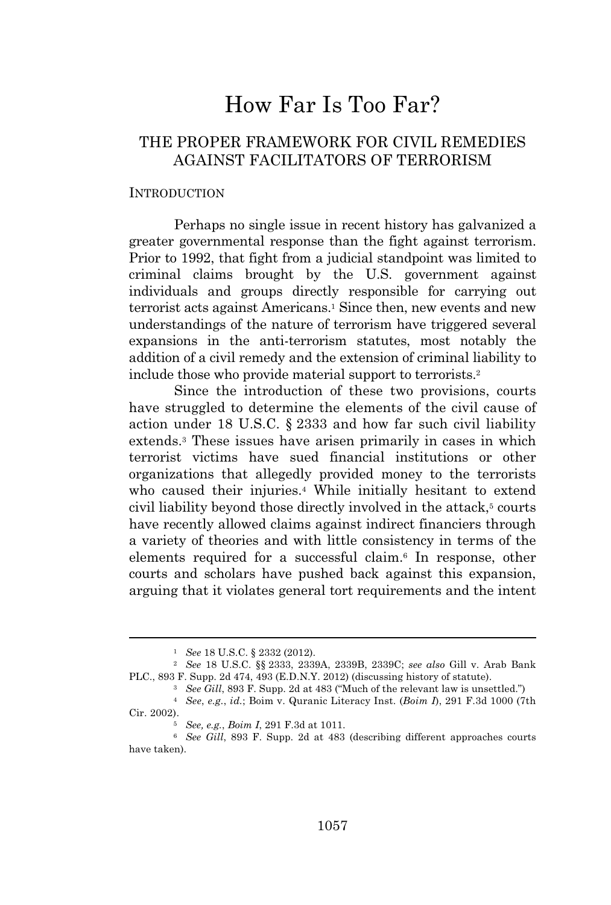# How Far Is Too Far?

## THE PROPER FRAMEWORK FOR CIVIL REMEDIES AGAINST FACILITATORS OF TERRORISM

### INTRODUCTION

Perhaps no single issue in recent history has galvanized a greater governmental response than the fight against terrorism. Prior to 1992, that fight from a judicial standpoint was limited to criminal claims brought by the U.S. government against individuals and groups directly responsible for carrying out terrorist acts against Americans.[1] Since then, new events and new understandings of the nature of terrorism have triggered several expansions in the anti-terrorism statutes, most notably the addition of a civil remedy and the extension of criminal liability to include those who provide material support to terrorists.[2]

Since the introduction of these two provisions, courts have struggled to determine the elements of the civil cause of action under 18 U.S.C. § 2333 and how far such civil liability extends.[3] These issues have arisen primarily in cases in which terrorist victims have sued financial institutions or other organizations that allegedly provided money to the terrorists who caused their injuries.[4] While initially hesitant to extend civil liability beyond those directly involved in the attack,[5] courts have recently allowed claims against indirect financiers through a variety of theories and with little consistency in terms of the elements required for a successful claim.[6] In response, other courts and scholars have pushed back against this expansion, arguing that it violates general tort requirements and the intent

---

[1] *See* 18 U.S.C. § 2332 (2012).

[2] *See* 18 U.S.C. §§ 2333, 2339A, 2339B, 2339C; *see also* Gill v. Arab Bank PLC., 893 F. Supp. 2d 474, 493 (E.D.N.Y. 2012) (discussing history of statute).

[3] *See Gill*, 893 F. Supp. 2d at 483 ("Much of the relevant law is unsettled.")

[4] *See, e.g.*, *id.*; Boim v. Quranic Literacy Inst. (*Boim I*), 291 F.3d 1000 (7th Cir. 2002).

[5] *See, e.g.*, *Boim I*, 291 F.3d at 1011.

[6] *See Gill*, 893 F. Supp. 2d at 483 (describing different approaches courts have taken).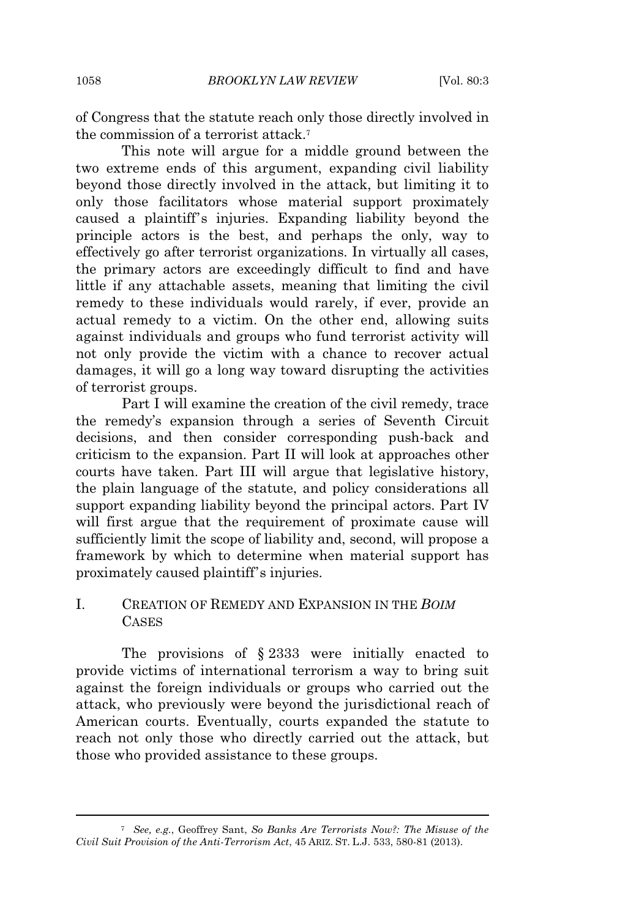of Congress that the statute reach only those directly involved in the commission of a terrorist attack.[7]

This note will argue for a middle ground between the two extreme ends of this argument, expanding civil liability beyond those directly involved in the attack, but limiting it to only those facilitators whose material support proximately caused a plaintiff's injuries. Expanding liability beyond the principle actors is the best, and perhaps the only, way to effectively go after terrorist organizations. In virtually all cases, the primary actors are exceedingly difficult to find and have little if any attachable assets, meaning that limiting the civil remedy to these individuals would rarely, if ever, provide an actual remedy to a victim. On the other end, allowing suits against individuals and groups who fund terrorist activity will not only provide the victim with a chance to recover actual damages, it will go a long way toward disrupting the activities of terrorist groups.

Part I will examine the creation of the civil remedy, trace the remedy's expansion through a series of Seventh Circuit decisions, and then consider corresponding push-back and criticism to the expansion. Part II will look at approaches other courts have taken. Part III will argue that legislative history, the plain language of the statute, and policy considerations all support expanding liability beyond the principal actors. Part IV will first argue that the requirement of proximate cause will sufficiently limit the scope of liability and, second, will propose a framework by which to determine when material support has proximately caused plaintiff's injuries.

## I. CREATION OF REMEDY AND EXPANSION IN THE *BOIM* CASES

The provisions of § 2333 were initially enacted to provide victims of international terrorism a way to bring suit against the foreign individuals or groups who carried out the attack, who previously were beyond the jurisdictional reach of American courts. Eventually, courts expanded the statute to reach not only those who directly carried out the attack, but those who provided assistance to these groups.

---

[7] *See, e.g.*, Geoffrey Sant, *So Banks Are Terrorists Now?: The Misuse of the Civil Suit Provision of the Anti-Terrorism Act*, 45 ARIZ. ST. L.J. 533, 580-81 (2013).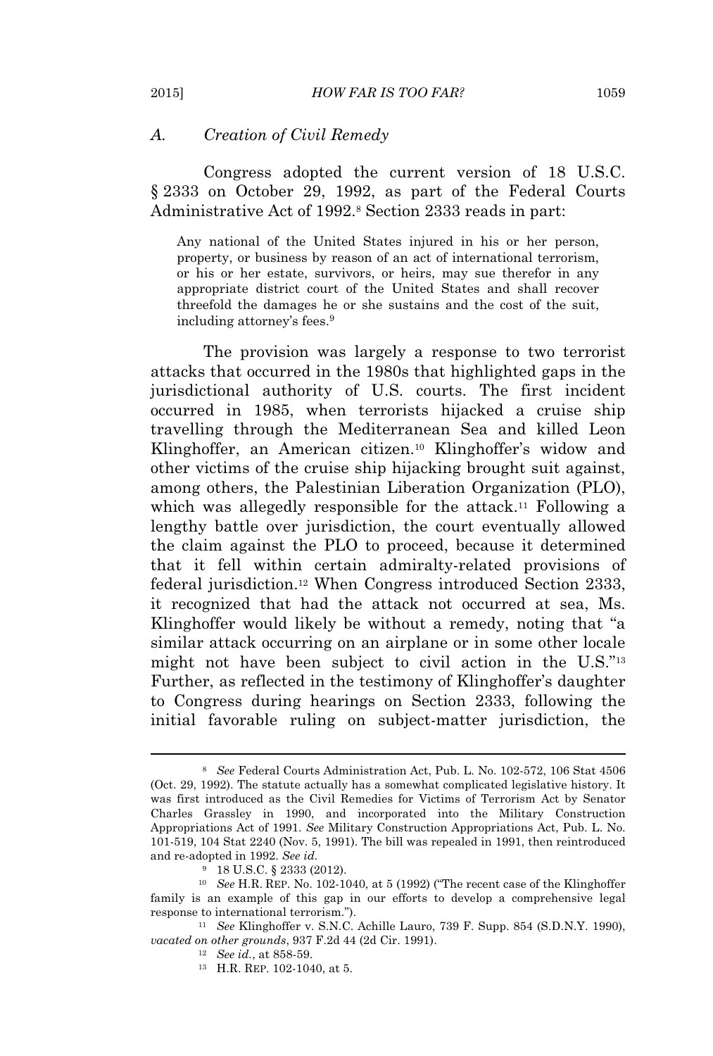### *A. Creation of Civil Remedy*

Congress adopted the current version of 18 U.S.C. § 2333 on October 29, 1992, as part of the Federal Courts Administrative Act of 1992.[8] Section 2333 reads in part:

> Any national of the United States injured in his or her person, property, or business by reason of an act of international terrorism, or his or her estate, survivors, or heirs, may sue therefor in any appropriate district court of the United States and shall recover threefold the damages he or she sustains and the cost of the suit, including attorney's fees.[9]

The provision was largely a response to two terrorist attacks that occurred in the 1980s that highlighted gaps in the jurisdictional authority of U.S. courts. The first incident occurred in 1985, when terrorists hijacked a cruise ship travelling through the Mediterranean Sea and killed Leon Klinghoffer, an American citizen.[10] Klinghoffer's widow and other victims of the cruise ship hijacking brought suit against, among others, the Palestinian Liberation Organization (PLO), which was allegedly responsible for the attack.[11] Following a lengthy battle over jurisdiction, the court eventually allowed the claim against the PLO to proceed, because it determined that it fell within certain admiralty-related provisions of federal jurisdiction.[12] When Congress introduced Section 2333, it recognized that had the attack not occurred at sea, Ms. Klinghoffer would likely be without a remedy, noting that "a similar attack occurring on an airplane or in some other locale might not have been subject to civil action in the U.S."[13] Further, as reflected in the testimony of Klinghoffer's daughter to Congress during hearings on Section 2333, following the initial favorable ruling on subject-matter jurisdiction, the

---

[8] *See* Federal Courts Administration Act, Pub. L. No. 102-572, 106 Stat 4506 (Oct. 29, 1992). The statute actually has a somewhat complicated legislative history. It was first introduced as the Civil Remedies for Victims of Terrorism Act by Senator Charles Grassley in 1990, and incorporated into the Military Construction Appropriations Act of 1991. *See* Military Construction Appropriations Act, Pub. L. No. 101-519, 104 Stat 2240 (Nov. 5, 1991). The bill was repealed in 1991, then reintroduced and re-adopted in 1992. *See id.*

[9] 18 U.S.C. § 2333 (2012).

[10] *See* H.R. REP. No. 102-1040, at 5 (1992) ("The recent case of the Klinghoffer family is an example of this gap in our efforts to develop a comprehensive legal response to international terrorism.").

[11] *See* Klinghoffer v. S.N.C. Achille Lauro, 739 F. Supp. 854 (S.D.N.Y. 1990), *vacated on other grounds*, 937 F.2d 44 (2d Cir. 1991).

[12] *See id.*, at 858-59.

[13] H.R. REP. 102-1040, at 5.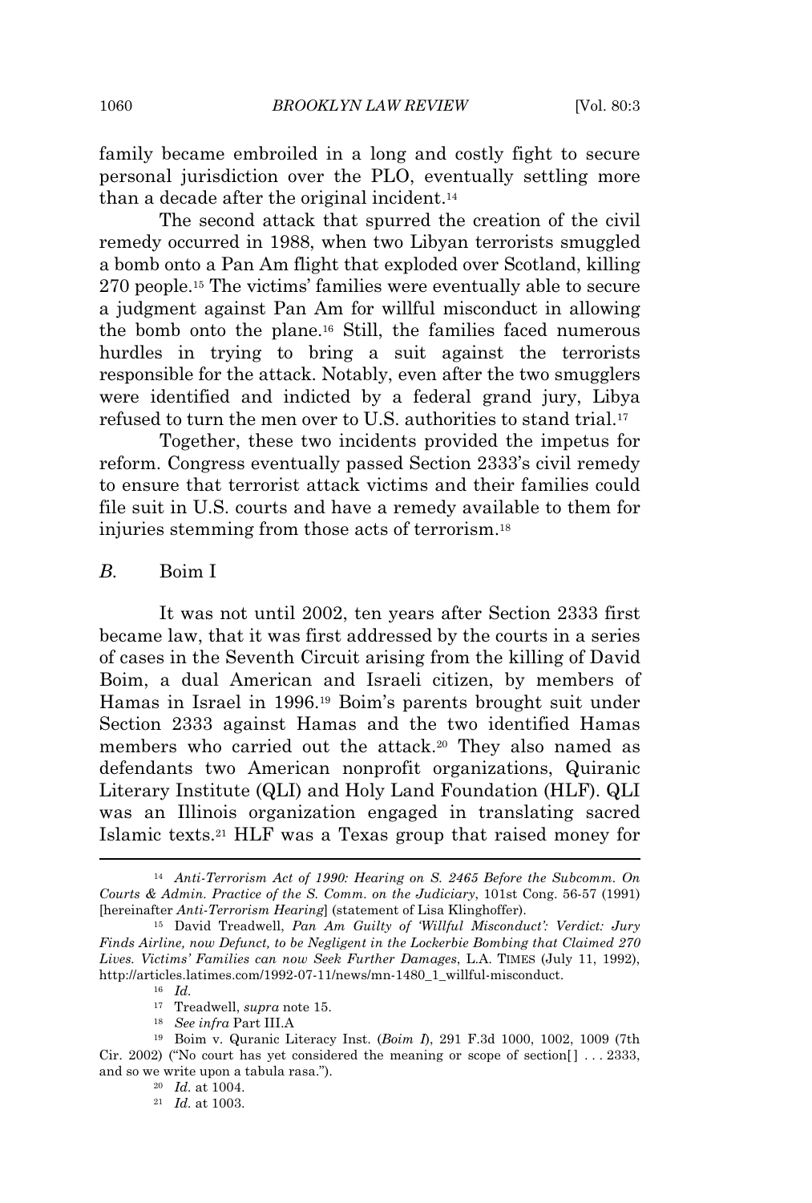family became embroiled in a long and costly fight to secure personal jurisdiction over the PLO, eventually settling more than a decade after the original incident.[14]

The second attack that spurred the creation of the civil remedy occurred in 1988, when two Libyan terrorists smuggled a bomb onto a Pan Am flight that exploded over Scotland, killing 270 people.[15] The victims' families were eventually able to secure a judgment against Pan Am for willful misconduct in allowing the bomb onto the plane.[16] Still, the families faced numerous hurdles in trying to bring a suit against the terrorists responsible for the attack. Notably, even after the two smugglers were identified and indicted by a federal grand jury, Libya refused to turn the men over to U.S. authorities to stand trial.[17]

Together, these two incidents provided the impetus for reform. Congress eventually passed Section 2333's civil remedy to ensure that terrorist attack victims and their families could file suit in U.S. courts and have a remedy available to them for injuries stemming from those acts of terrorism.[18]

### *B.* Boim I

It was not until 2002, ten years after Section 2333 first became law, that it was first addressed by the courts in a series of cases in the Seventh Circuit arising from the killing of David Boim, a dual American and Israeli citizen, by members of Hamas in Israel in 1996.[19] Boim's parents brought suit under Section 2333 against Hamas and the two identified Hamas members who carried out the attack.[20] They also named as defendants two American nonprofit organizations, Quiranic Literary Institute (QLI) and Holy Land Foundation (HLF). QLI was an Illinois organization engaged in translating sacred Islamic texts.[21] HLF was a Texas group that raised money for

---

[14] *Anti-Terrorism Act of 1990: Hearing on S. 2465 Before the Subcomm. On Courts & Admin. Practice of the S. Comm. on the Judiciary*, 101st Cong. 56-57 (1991) [hereinafter *Anti-Terrorism Hearing*] (statement of Lisa Klinghoffer).

[15] David Treadwell, *Pan Am Guilty of 'Willful Misconduct': Verdict: Jury Finds Airline, now Defunct, to be Negligent in the Lockerbie Bombing that Claimed 270 Lives. Victims' Families can now Seek Further Damages*, L.A. TIMES (July 11, 1992), http://articles.latimes.com/1992-07-11/news/mn-1480_1_willful-misconduct.

[16] *Id.*

[17] Treadwell, *supra* note 15.

[18] *See infra* Part III.A

[19] Boim v. Quranic Literacy Inst. (*Boim I*), 291 F.3d 1000, 1002, 1009 (7th Cir. 2002) ("No court has yet considered the meaning or scope of section[] . . . 2333, and so we write upon a tabula rasa.").

[20] *Id.* at 1004.

[21] *Id.* at 1003.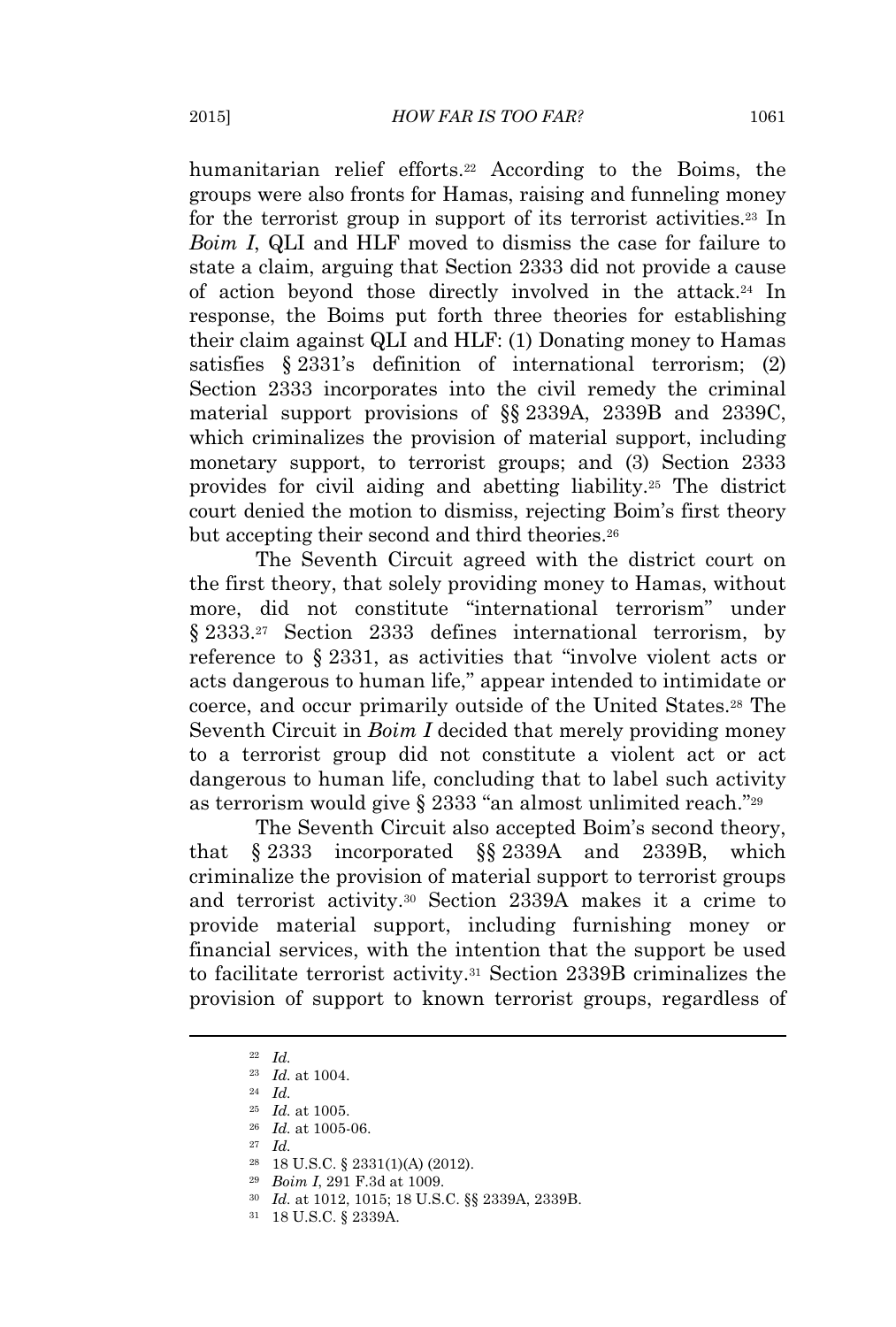humanitarian relief efforts.[22] According to the Boims, the groups were also fronts for Hamas, raising and funneling money for the terrorist group in support of its terrorist activities.[23] In *Boim I*, QLI and HLF moved to dismiss the case for failure to state a claim, arguing that Section 2333 did not provide a cause of action beyond those directly involved in the attack.[24] In response, the Boims put forth three theories for establishing their claim against QLI and HLF: (1) Donating money to Hamas satisfies § 2331's definition of international terrorism; (2) Section 2333 incorporates into the civil remedy the criminal material support provisions of §§ 2339A, 2339B and 2339C, which criminalizes the provision of material support, including monetary support, to terrorist groups; and (3) Section 2333 provides for civil aiding and abetting liability.[25] The district court denied the motion to dismiss, rejecting Boim's first theory but accepting their second and third theories.[26]

The Seventh Circuit agreed with the district court on the first theory, that solely providing money to Hamas, without more, did not constitute "international terrorism" under § 2333.[27] Section 2333 defines international terrorism, by reference to § 2331, as activities that "involve violent acts or acts dangerous to human life," appear intended to intimidate or coerce, and occur primarily outside of the United States.[28] The Seventh Circuit in *Boim I* decided that merely providing money to a terrorist group did not constitute a violent act or act dangerous to human life, concluding that to label such activity as terrorism would give § 2333 "an almost unlimited reach."[29]

The Seventh Circuit also accepted Boim's second theory, that § 2333 incorporated §§ 2339A and 2339B, which criminalize the provision of material support to terrorist groups and terrorist activity.[30] Section 2339A makes it a crime to provide material support, including furnishing money or financial services, with the intention that the support be used to facilitate terrorist activity.[31] Section 2339B criminalizes the provision of support to known terrorist groups, regardless of

---

[22] *Id.*

[23] *Id.* at 1004.

[24] *Id.*

[25] *Id.* at 1005.

[26] *Id.* at 1005-06.

[27] *Id.*

[28] 18 U.S.C. § 2331(1)(A) (2012).

[29] *Boim I*, 291 F.3d at 1009.

[30] *Id.* at 1012, 1015; 18 U.S.C. §§ 2339A, 2339B.

[31] 18 U.S.C. § 2339A.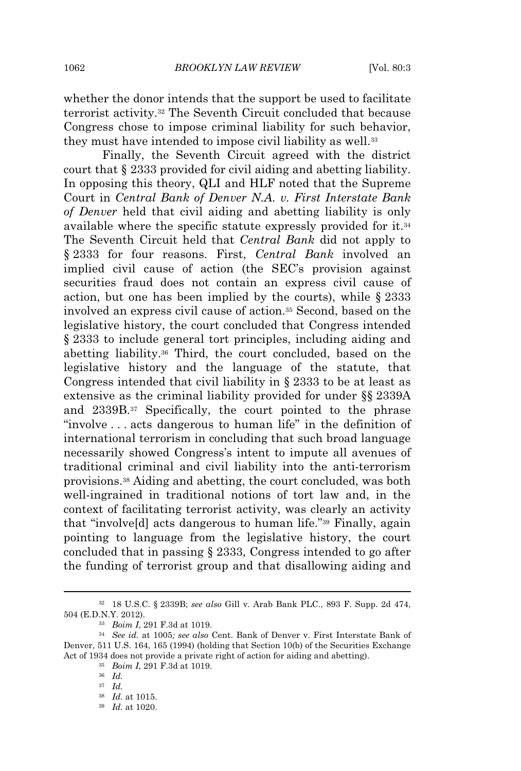whether the donor intends that the support be used to facilitate terrorist activity.[32] The Seventh Circuit concluded that because Congress chose to impose criminal liability for such behavior, they must have intended to impose civil liability as well.[33]

Finally, the Seventh Circuit agreed with the district court that § 2333 provided for civil aiding and abetting liability. In opposing this theory, QLI and HLF noted that the Supreme Court in *Central Bank of Denver N.A. v. First Interstate Bank of Denver* held that civil aiding and abetting liability is only available where the specific statute expressly provided for it.[34] The Seventh Circuit held that *Central Bank* did not apply to § 2333 for four reasons. First, *Central Bank* involved an implied civil cause of action (the SEC's provision against securities fraud does not contain an express civil cause of action, but one has been implied by the courts), while § 2333 involved an express civil cause of action.[35] Second, based on the legislative history, the court concluded that Congress intended § 2333 to include general tort principles, including aiding and abetting liability.[36] Third, the court concluded, based on the legislative history and the language of the statute, that Congress intended that civil liability in § 2333 to be at least as extensive as the criminal liability provided for under §§ 2339A and 2339B.[37] Specifically, the court pointed to the phrase "involve . . . acts dangerous to human life" in the definition of international terrorism in concluding that such broad language necessarily showed Congress's intent to impute all avenues of traditional criminal and civil liability into the anti-terrorism provisions.[38] Aiding and abetting, the court concluded, was both well-ingrained in traditional notions of tort law and, in the context of facilitating terrorist activity, was clearly an activity that "involve[d] acts dangerous to human life."[39] Finally, again pointing to language from the legislative history, the court concluded that in passing § 2333, Congress intended to go after the funding of terrorist group and that disallowing aiding and

---

[32] 18 U.S.C. § 2339B; *see also* Gill v. Arab Bank PLC., 893 F. Supp. 2d 474, 504 (E.D.N.Y. 2012).

[33] *Boim I*, 291 F.3d at 1019.

[34] *See id.* at 1005*; see also* Cent. Bank of Denver v. First Interstate Bank of Denver, 511 U.S. 164, 165 (1994) (holding that Section 10(b) of the Securities Exchange Act of 1934 does not provide a private right of action for aiding and abetting).

[35] *Boim I*, 291 F.3d at 1019.

[36] *Id.*

[37] *Id.*

[38] *Id.* at 1015.

[39] *Id.* at 1020.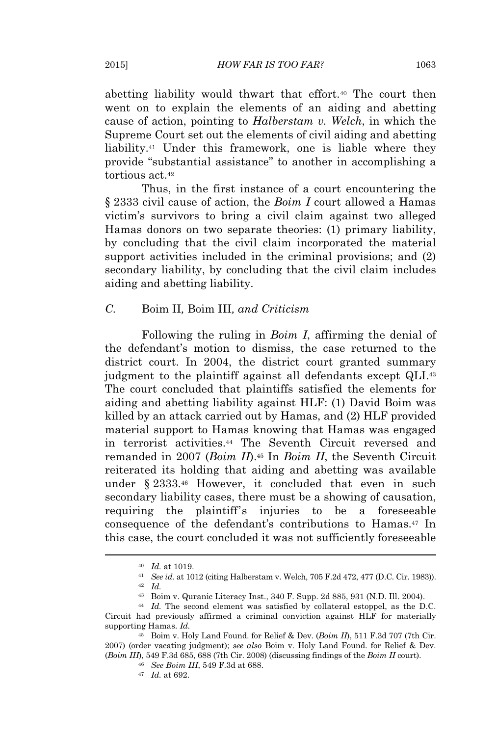abetting liability would thwart that effort.[40] The court then went on to explain the elements of an aiding and abetting cause of action, pointing to *Halberstam v. Welch*, in which the Supreme Court set out the elements of civil aiding and abetting liability.[41] Under this framework, one is liable where they provide "substantial assistance" to another in accomplishing a tortious act.[42]

Thus, in the first instance of a court encountering the § 2333 civil cause of action, the *Boim I* court allowed a Hamas victim's survivors to bring a civil claim against two alleged Hamas donors on two separate theories: (1) primary liability, by concluding that the civil claim incorporated the material support activities included in the criminal provisions; and (2) secondary liability, by concluding that the civil claim includes aiding and abetting liability.

### *C.* Boim II*,* Boim III*, and Criticism*

Following the ruling in *Boim I*, affirming the denial of the defendant's motion to dismiss, the case returned to the district court. In 2004, the district court granted summary judgment to the plaintiff against all defendants except QLI.[43] The court concluded that plaintiffs satisfied the elements for aiding and abetting liability against HLF: (1) David Boim was killed by an attack carried out by Hamas, and (2) HLF provided material support to Hamas knowing that Hamas was engaged in terrorist activities.[44] The Seventh Circuit reversed and remanded in 2007 (*Boim II*).[45] In *Boim II*, the Seventh Circuit reiterated its holding that aiding and abetting was available under § 2333.[46] However, it concluded that even in such secondary liability cases, there must be a showing of causation, requiring the plaintiff's injuries to be a foreseeable consequence of the defendant's contributions to Hamas.[47] In this case, the court concluded it was not sufficiently foreseeable

---

[40] *Id.* at 1019.

[41] *See id.* at 1012 (citing Halberstam v. Welch, 705 F.2d 472, 477 (D.C. Cir. 1983)).

[42] *Id.*

[43] Boim v. Quranic Literacy Inst., 340 F. Supp. 2d 885, 931 (N.D. Ill. 2004).

[44] *Id.* The second element was satisfied by collateral estoppel, as the D.C. Circuit had previously affirmed a criminal conviction against HLF for materially supporting Hamas. *Id.*

[45] Boim v. Holy Land Found. for Relief & Dev. (*Boim II*), 511 F.3d 707 (7th Cir. 2007) (order vacating judgment); *see also* Boim v. Holy Land Found. for Relief & Dev. (*Boim III*), 549 F.3d 685, 688 (7th Cir. 2008) (discussing findings of the *Boim II* court).

[46] *See Boim III*, 549 F.3d at 688.

[47] *Id.* at 692.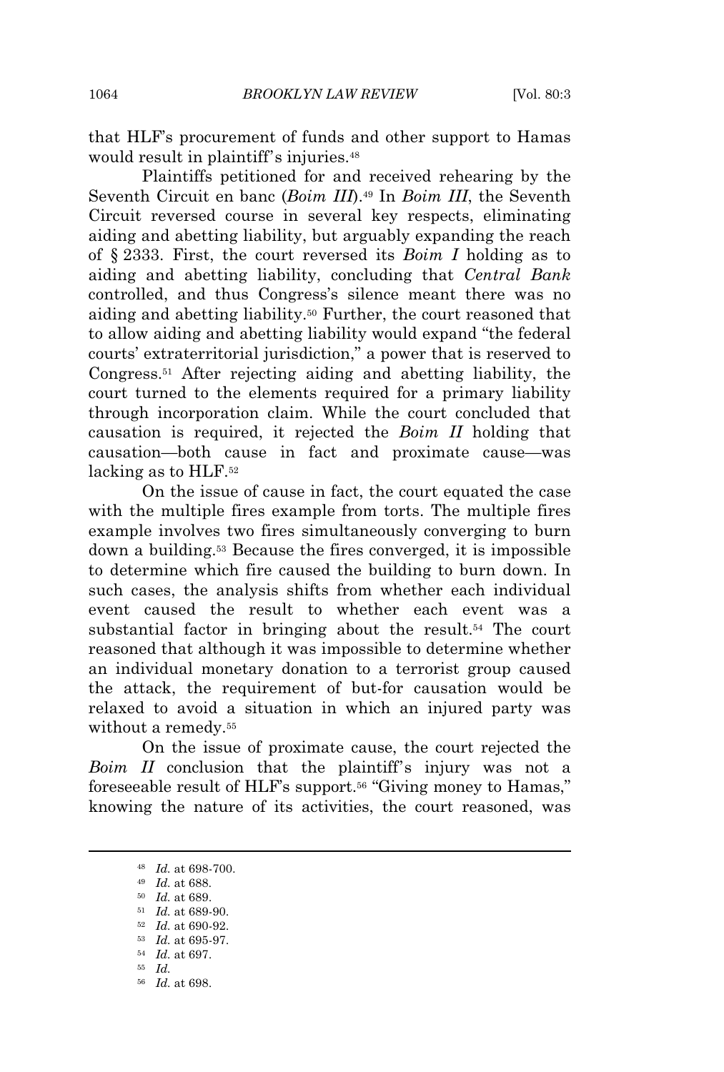that HLF's procurement of funds and other support to Hamas would result in plaintiff's injuries.[48]

Plaintiffs petitioned for and received rehearing by the Seventh Circuit en banc (*Boim III*).[49] In *Boim III*, the Seventh Circuit reversed course in several key respects, eliminating aiding and abetting liability, but arguably expanding the reach of § 2333. First, the court reversed its *Boim I* holding as to aiding and abetting liability, concluding that *Central Bank* controlled, and thus Congress's silence meant there was no aiding and abetting liability.[50] Further, the court reasoned that to allow aiding and abetting liability would expand "the federal courts' extraterritorial jurisdiction," a power that is reserved to Congress.[51] After rejecting aiding and abetting liability, the court turned to the elements required for a primary liability through incorporation claim. While the court concluded that causation is required, it rejected the *Boim II* holding that causation—both cause in fact and proximate cause—was lacking as to HLF.[52]

On the issue of cause in fact, the court equated the case with the multiple fires example from torts. The multiple fires example involves two fires simultaneously converging to burn down a building.[53] Because the fires converged, it is impossible to determine which fire caused the building to burn down. In such cases, the analysis shifts from whether each individual event caused the result to whether each event was a substantial factor in bringing about the result.[54] The court reasoned that although it was impossible to determine whether an individual monetary donation to a terrorist group caused the attack, the requirement of but-for causation would be relaxed to avoid a situation in which an injured party was without a remedy.[55]

On the issue of proximate cause, the court rejected the *Boim II* conclusion that the plaintiff's injury was not a foreseeable result of HLF's support.[56] "Giving money to Hamas," knowing the nature of its activities, the court reasoned, was

---

[48] *Id.* at 698-700.

[49] *Id.* at 688.

[50] *Id.* at 689.

[51] *Id.* at 689-90.

[52] *Id.* at 690-92.

[53] *Id.* at 695-97.

[54] *Id.* at 697.

[55] *Id.*

[56] *Id.* at 698.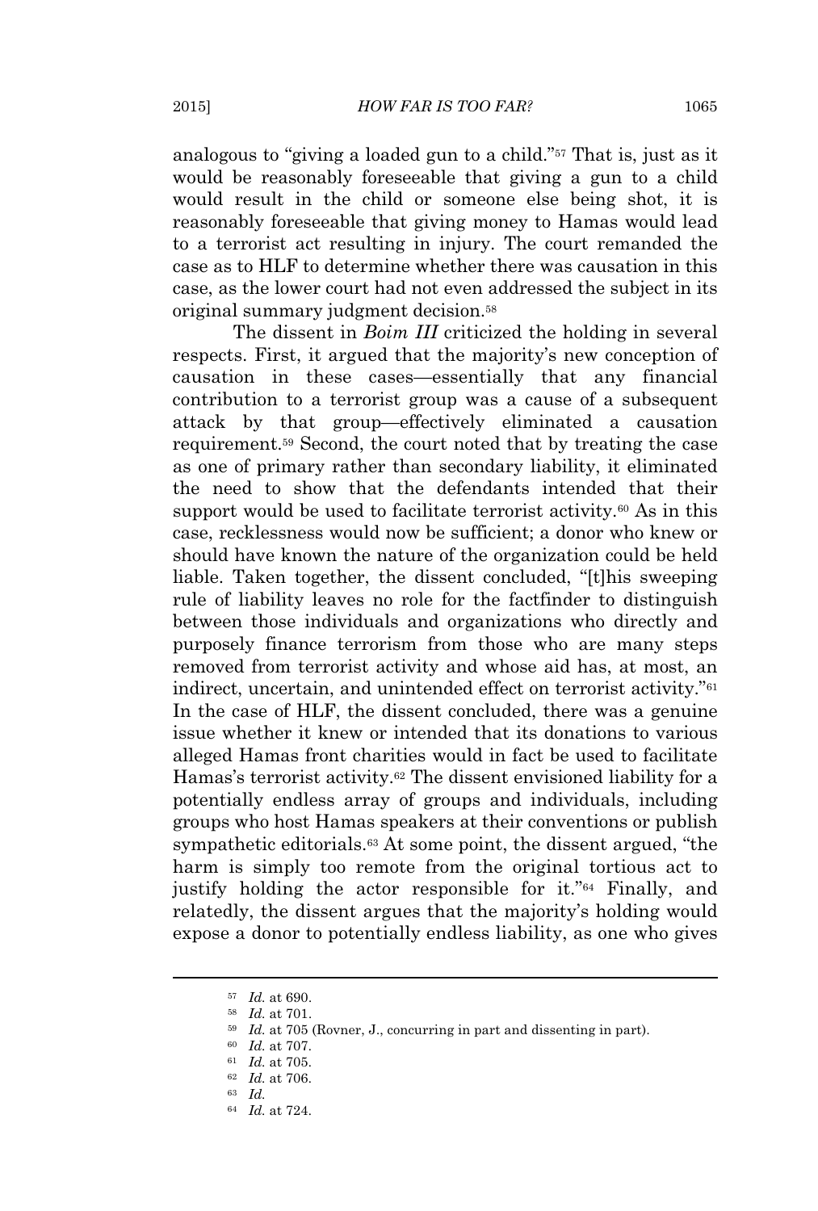analogous to "giving a loaded gun to a child."[57] That is, just as it would be reasonably foreseeable that giving a gun to a child would result in the child or someone else being shot, it is reasonably foreseeable that giving money to Hamas would lead to a terrorist act resulting in injury. The court remanded the case as to HLF to determine whether there was causation in this case, as the lower court had not even addressed the subject in its original summary judgment decision.[58]

The dissent in *Boim III* criticized the holding in several respects. First, it argued that the majority's new conception of causation in these cases—essentially that any financial contribution to a terrorist group was a cause of a subsequent attack by that group—effectively eliminated a causation requirement.[59] Second, the court noted that by treating the case as one of primary rather than secondary liability, it eliminated the need to show that the defendants intended that their support would be used to facilitate terrorist activity.[60] As in this case, recklessness would now be sufficient; a donor who knew or should have known the nature of the organization could be held liable. Taken together, the dissent concluded, "[t]his sweeping rule of liability leaves no role for the factfinder to distinguish between those individuals and organizations who directly and purposely finance terrorism from those who are many steps removed from terrorist activity and whose aid has, at most, an indirect, uncertain, and unintended effect on terrorist activity."[61] In the case of HLF, the dissent concluded, there was a genuine issue whether it knew or intended that its donations to various alleged Hamas front charities would in fact be used to facilitate Hamas's terrorist activity.[62] The dissent envisioned liability for a potentially endless array of groups and individuals, including groups who host Hamas speakers at their conventions or publish sympathetic editorials.[63] At some point, the dissent argued, "the harm is simply too remote from the original tortious act to justify holding the actor responsible for it."[64] Finally, and relatedly, the dissent argues that the majority's holding would expose a donor to potentially endless liability, as one who gives

---

[57] *Id.* at 690.

[58] *Id.* at 701.

[59] *Id.* at 705 (Rovner, J., concurring in part and dissenting in part).

[60] *Id.* at 707.

[61] *Id.* at 705.

[62] *Id.* at 706.

[63] *Id.*

[64] *Id.* at 724.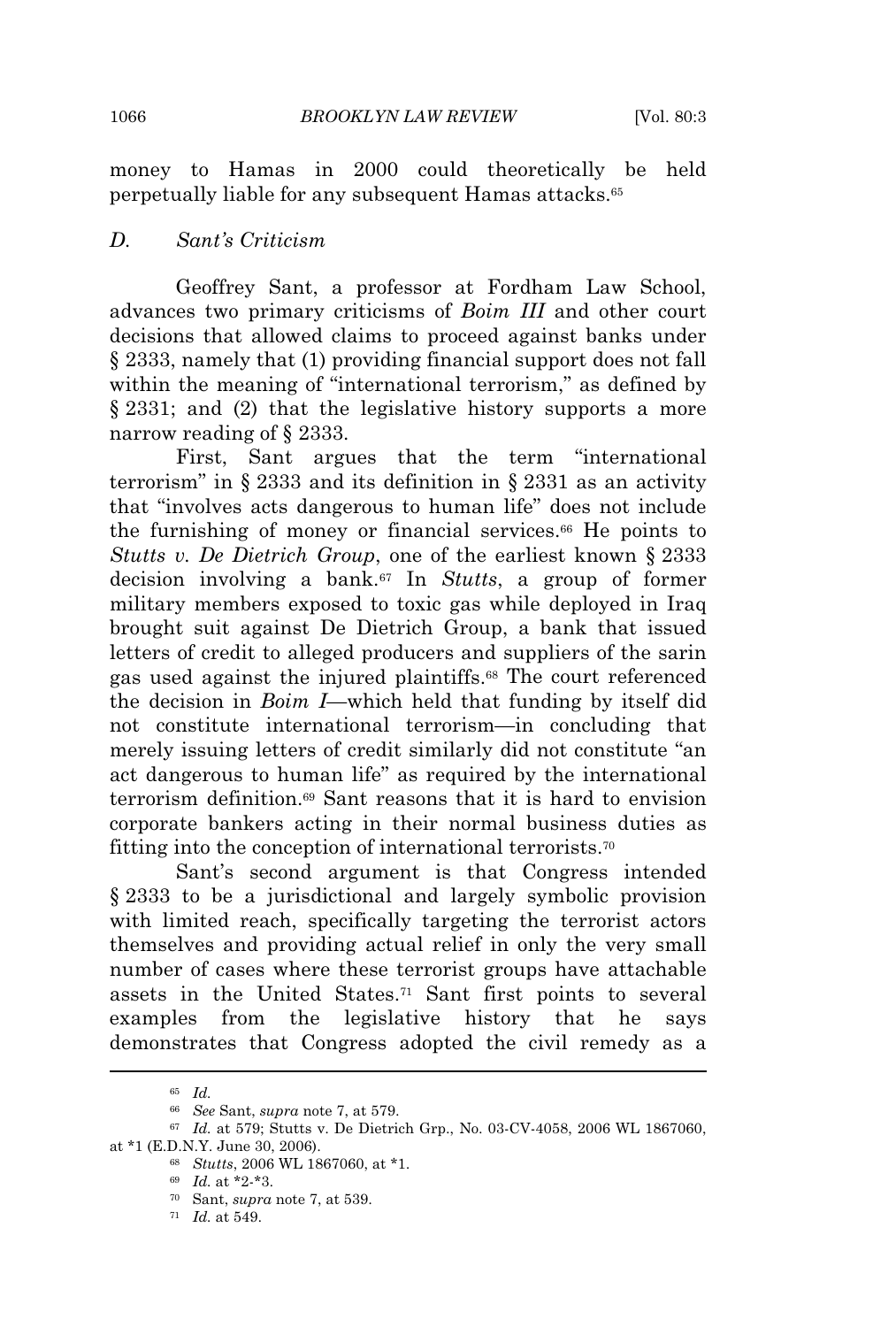money to Hamas in 2000 could theoretically be held perpetually liable for any subsequent Hamas attacks.[65]

### *D. Sant's Criticism*

Geoffrey Sant, a professor at Fordham Law School, advances two primary criticisms of *Boim III* and other court decisions that allowed claims to proceed against banks under § 2333, namely that (1) providing financial support does not fall within the meaning of "international terrorism," as defined by § 2331; and (2) that the legislative history supports a more narrow reading of § 2333.

First, Sant argues that the term "international terrorism" in § 2333 and its definition in § 2331 as an activity that "involves acts dangerous to human life" does not include the furnishing of money or financial services.[66] He points to *Stutts v. De Dietrich Group*, one of the earliest known § 2333 decision involving a bank.[67] In *Stutts*, a group of former military members exposed to toxic gas while deployed in Iraq brought suit against De Dietrich Group, a bank that issued letters of credit to alleged producers and suppliers of the sarin gas used against the injured plaintiffs.[68] The court referenced the decision in *Boim I*—which held that funding by itself did not constitute international terrorism—in concluding that merely issuing letters of credit similarly did not constitute "an act dangerous to human life" as required by the international terrorism definition.[69] Sant reasons that it is hard to envision corporate bankers acting in their normal business duties as fitting into the conception of international terrorists.[70]

Sant's second argument is that Congress intended § 2333 to be a jurisdictional and largely symbolic provision with limited reach, specifically targeting the terrorist actors themselves and providing actual relief in only the very small number of cases where these terrorist groups have attachable assets in the United States.[71] Sant first points to several examples from the legislative history that he says demonstrates that Congress adopted the civil remedy as a

---

[65] *Id.*

[66] *See* Sant, *supra* note 7, at 579.

[67] *Id.* at 579; Stutts v. De Dietrich Grp., No. 03-CV-4058, 2006 WL 1867060, at *1 (E.D.N.Y. June 30, 2006).

[68] *Stutts*, 2006 WL 1867060, at *1.

[69] *Id.* at *2-*3.

[70] Sant, *supra* note 7, at 539.

[71] *Id.* at 549.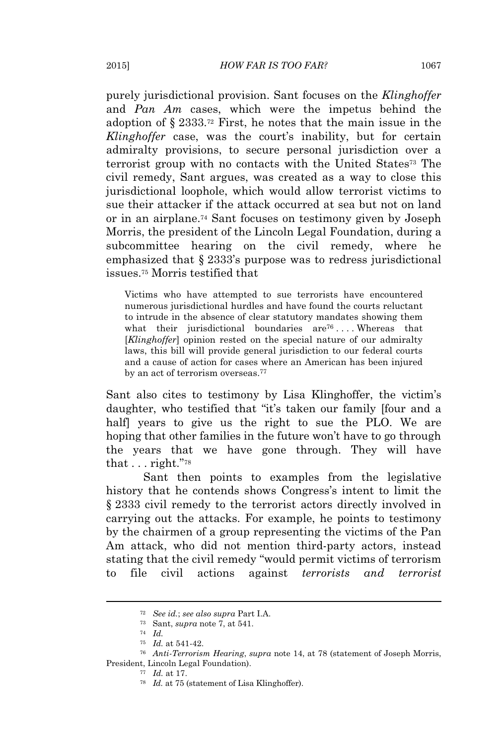purely jurisdictional provision. Sant focuses on the *Klinghoffer* and *Pan Am* cases, which were the impetus behind the adoption of § 2333.[72] First, he notes that the main issue in the *Klinghoffer* case, was the court's inability, but for certain admiralty provisions, to secure personal jurisdiction over a terrorist group with no contacts with the United States[73] The civil remedy, Sant argues, was created as a way to close this jurisdictional loophole, which would allow terrorist victims to sue their attacker if the attack occurred at sea but not on land or in an airplane.[74] Sant focuses on testimony given by Joseph Morris, the president of the Lincoln Legal Foundation, during a subcommittee hearing on the civil remedy, where he emphasized that § 2333's purpose was to redress jurisdictional issues.[75] Morris testified that

> Victims who have attempted to sue terrorists have encountered numerous jurisdictional hurdles and have found the courts reluctant to intrude in the absence of clear statutory mandates showing them what their jurisdictional boundaries are[76] . . . . Whereas that [*Klinghoffer*] opinion rested on the special nature of our admiralty laws, this bill will provide general jurisdiction to our federal courts and a cause of action for cases where an American has been injured by an act of terrorism overseas.[77]

Sant also cites to testimony by Lisa Klinghoffer, the victim's daughter, who testified that "it's taken our family [four and a half] years to give us the right to sue the PLO. We are hoping that other families in the future won't have to go through the years that we have gone through. They will have that . . . right."[78]

Sant then points to examples from the legislative history that he contends shows Congress's intent to limit the § 2333 civil remedy to the terrorist actors directly involved in carrying out the attacks. For example, he points to testimony by the chairmen of a group representing the victims of the Pan Am attack, who did not mention third-party actors, instead stating that the civil remedy "would permit victims of terrorism to file civil actions against *terrorists and terrorist*

---

[72] *See id.*; *see also supra* Part I.A.

[73] Sant, *supra* note 7, at 541.

[74] *Id.*

[75] *Id.* at 541-42.

[76] *Anti-Terrorism Hearing*, *supra* note 14, at 78 (statement of Joseph Morris, President, Lincoln Legal Foundation).

[77] *Id.* at 17.

[78] *Id.* at 75 (statement of Lisa Klinghoffer).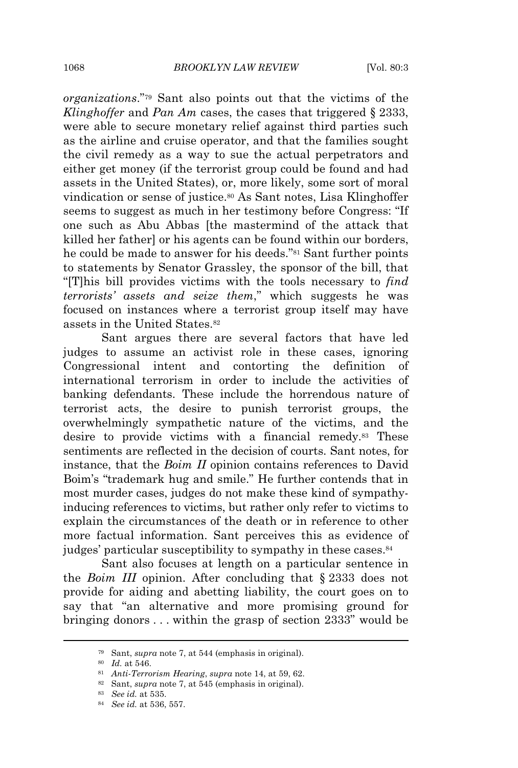*organizations*."[79] Sant also points out that the victims of the *Klinghoffer* and *Pan Am* cases, the cases that triggered § 2333, were able to secure monetary relief against third parties such as the airline and cruise operator, and that the families sought the civil remedy as a way to sue the actual perpetrators and either get money (if the terrorist group could be found and had assets in the United States), or, more likely, some sort of moral vindication or sense of justice.[80] As Sant notes, Lisa Klinghoffer seems to suggest as much in her testimony before Congress: "If one such as Abu Abbas [the mastermind of the attack that killed her father] or his agents can be found within our borders, he could be made to answer for his deeds."[81] Sant further points to statements by Senator Grassley, the sponsor of the bill, that "[T]his bill provides victims with the tools necessary to *find terrorists' assets and seize them*," which suggests he was focused on instances where a terrorist group itself may have assets in the United States.[82]

Sant argues there are several factors that have led judges to assume an activist role in these cases, ignoring Congressional intent and contorting the definition of international terrorism in order to include the activities of banking defendants. These include the horrendous nature of terrorist acts, the desire to punish terrorist groups, the overwhelmingly sympathetic nature of the victims, and the desire to provide victims with a financial remedy.[83] These sentiments are reflected in the decision of courts. Sant notes, for instance, that the *Boim II* opinion contains references to David Boim's "trademark hug and smile." He further contends that in most murder cases, judges do not make these kind of sympathy-inducing references to victims, but rather only refer to victims to explain the circumstances of the death or in reference to other more factual information. Sant perceives this as evidence of judges' particular susceptibility to sympathy in these cases.[84]

Sant also focuses at length on a particular sentence in the *Boim III* opinion. After concluding that § 2333 does not provide for aiding and abetting liability, the court goes on to say that "an alternative and more promising ground for bringing donors . . . within the grasp of section 2333" would be

---

[79] Sant, *supra* note 7, at 544 (emphasis in original).

[80] *Id.* at 546.

[81] *Anti-Terrorism Hearing*, *supra* note 14, at 59, 62.

[82] Sant, *supra* note 7, at 545 (emphasis in original).

[83] *See id.* at 535.

[84] *See id.* at 536, 557.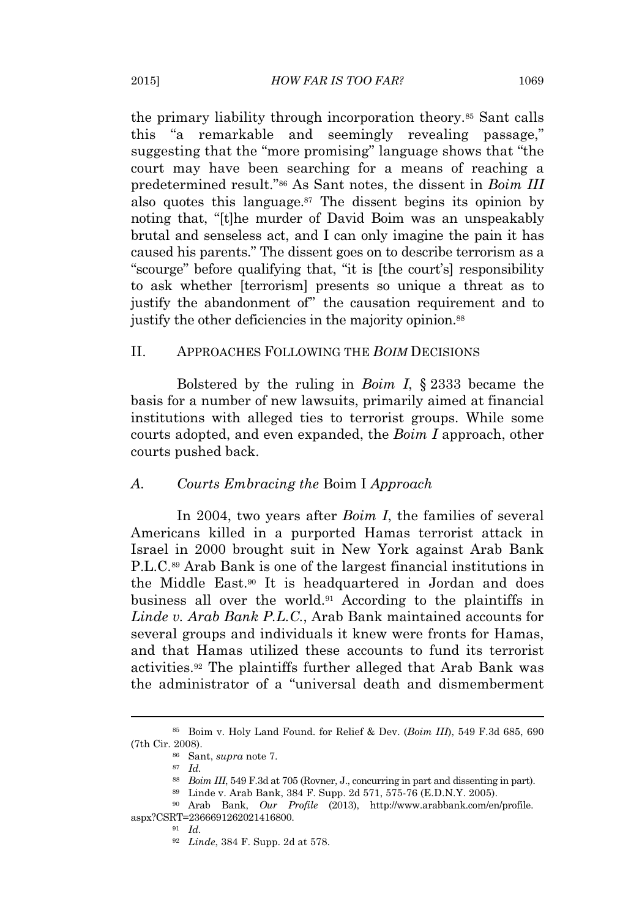the primary liability through incorporation theory.[85] Sant calls this "a remarkable and seemingly revealing passage," suggesting that the "more promising" language shows that "the court may have been searching for a means of reaching a predetermined result."[86] As Sant notes, the dissent in *Boim III* also quotes this language.[87] The dissent begins its opinion by noting that, "[t]he murder of David Boim was an unspeakably brutal and senseless act, and I can only imagine the pain it has caused his parents." The dissent goes on to describe terrorism as a "scourge" before qualifying that, "it is [the court's] responsibility to ask whether [terrorism] presents so unique a threat as to justify the abandonment of" the causation requirement and to justify the other deficiencies in the majority opinion.[88]

## II. APPROACHES FOLLOWING THE *BOIM* DECISIONS

Bolstered by the ruling in *Boim I*, § 2333 became the basis for a number of new lawsuits, primarily aimed at financial institutions with alleged ties to terrorist groups. While some courts adopted, and even expanded, the *Boim I* approach, other courts pushed back.

### *A. Courts Embracing the* Boim I *Approach*

In 2004, two years after *Boim I*, the families of several Americans killed in a purported Hamas terrorist attack in Israel in 2000 brought suit in New York against Arab Bank P.L.C.[89] Arab Bank is one of the largest financial institutions in the Middle East.[90] It is headquartered in Jordan and does business all over the world.[91] According to the plaintiffs in *Linde v. Arab Bank P.L.C.*, Arab Bank maintained accounts for several groups and individuals it knew were fronts for Hamas, and that Hamas utilized these accounts to fund its terrorist activities.[92] The plaintiffs further alleged that Arab Bank was the administrator of a "universal death and dismemberment

---

[85] Boim v. Holy Land Found. for Relief & Dev. (*Boim III*), 549 F.3d 685, 690 (7th Cir. 2008).

[86] Sant, *supra* note 7.

[87] *Id.*

[88] *Boim III*, 549 F.3d at 705 (Rovner, J., concurring in part and dissenting in part).

[89] Linde v. Arab Bank, 384 F. Supp. 2d 571, 575-76 (E.D.N.Y. 2005).

[90] Arab Bank, *Our Profile* (2013), http://www.arabbank.com/en/profile.aspx?CSRT=2366691262021416800.

[91] *Id.*

[92] *Linde*, 384 F. Supp. 2d at 578.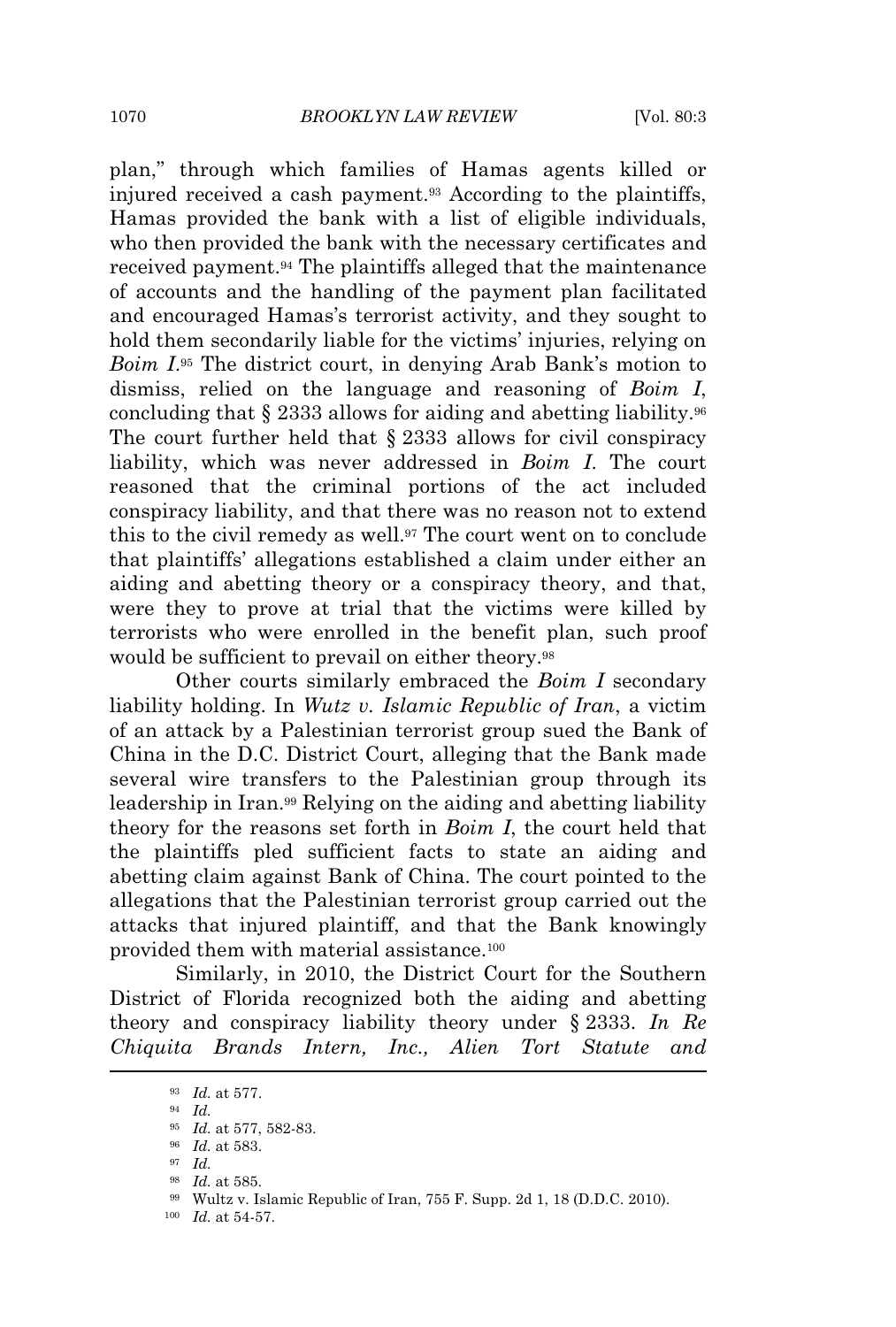plan," through which families of Hamas agents killed or injured received a cash payment.[93] According to the plaintiffs, Hamas provided the bank with a list of eligible individuals, who then provided the bank with the necessary certificates and received payment.[94] The plaintiffs alleged that the maintenance of accounts and the handling of the payment plan facilitated and encouraged Hamas's terrorist activity, and they sought to hold them secondarily liable for the victims' injuries, relying on *Boim I*.[95] The district court, in denying Arab Bank's motion to dismiss, relied on the language and reasoning of *Boim I*, concluding that § 2333 allows for aiding and abetting liability.[96] The court further held that § 2333 allows for civil conspiracy liability, which was never addressed in *Boim I*. The court reasoned that the criminal portions of the act included conspiracy liability, and that there was no reason not to extend this to the civil remedy as well.[97] The court went on to conclude that plaintiffs' allegations established a claim under either an aiding and abetting theory or a conspiracy theory, and that, were they to prove at trial that the victims were killed by terrorists who were enrolled in the benefit plan, such proof would be sufficient to prevail on either theory.[98]

Other courts similarly embraced the *Boim I* secondary liability holding. In *Wutz v. Islamic Republic of Iran*, a victim of an attack by a Palestinian terrorist group sued the Bank of China in the D.C. District Court, alleging that the Bank made several wire transfers to the Palestinian group through its leadership in Iran.[99] Relying on the aiding and abetting liability theory for the reasons set forth in *Boim I*, the court held that the plaintiffs pled sufficient facts to state an aiding and abetting claim against Bank of China. The court pointed to the allegations that the Palestinian terrorist group carried out the attacks that injured plaintiff, and that the Bank knowingly provided them with material assistance.[100]

Similarly, in 2010, the District Court for the Southern District of Florida recognized both the aiding and abetting theory and conspiracy liability theory under § 2333. *In Re Chiquita Brands Intern, Inc., Alien Tort Statute and*

---

[93] *Id.* at 577.

[94] *Id.*

[95] *Id.* at 577, 582-83.

[96] *Id.* at 583.

[97] *Id.*

[98] *Id.* at 585.

[99] Wultz v. Islamic Republic of Iran, 755 F. Supp. 2d 1, 18 (D.D.C. 2010).

[100] *Id.* at 54-57.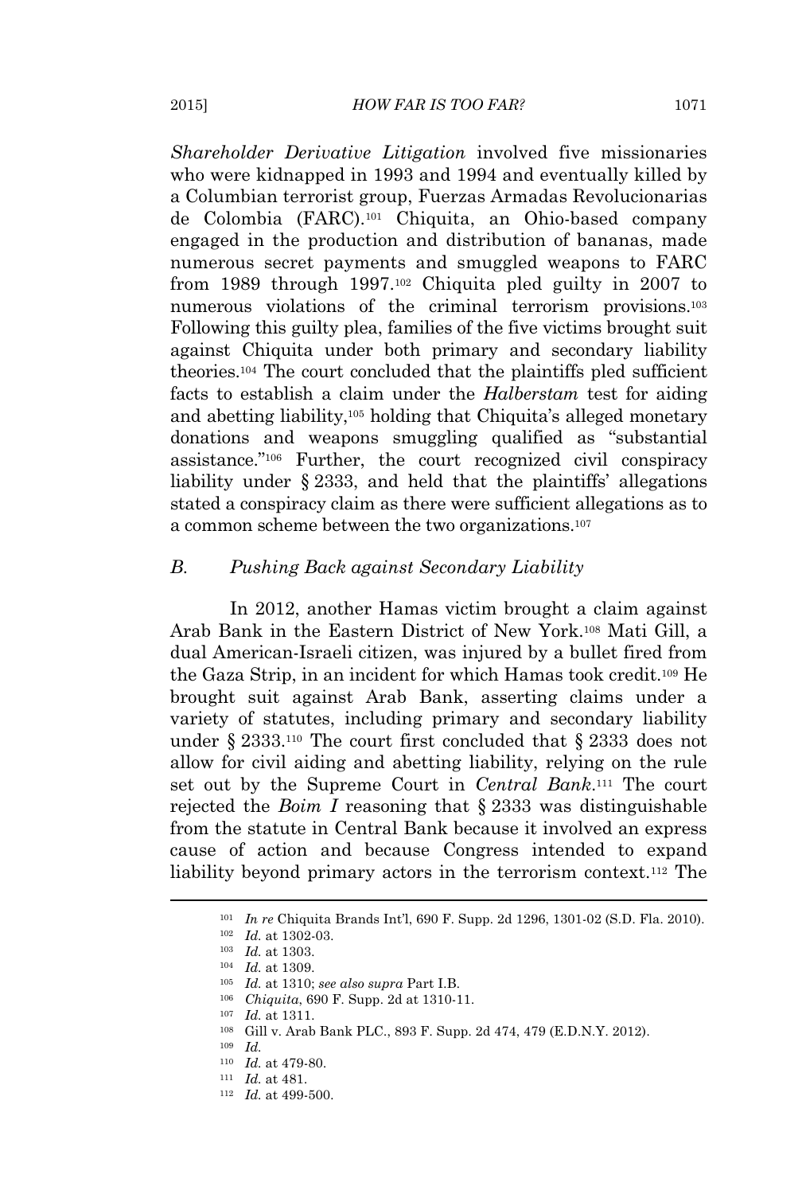*Shareholder Derivative Litigation* involved five missionaries who were kidnapped in 1993 and 1994 and eventually killed by a Columbian terrorist group, Fuerzas Armadas Revolucionarias de Colombia (FARC).[101] Chiquita, an Ohio-based company engaged in the production and distribution of bananas, made numerous secret payments and smuggled weapons to FARC from 1989 through 1997.[102] Chiquita pled guilty in 2007 to numerous violations of the criminal terrorism provisions.[103] Following this guilty plea, families of the five victims brought suit against Chiquita under both primary and secondary liability theories.[104] The court concluded that the plaintiffs pled sufficient facts to establish a claim under the *Halberstam* test for aiding and abetting liability,[105] holding that Chiquita's alleged monetary donations and weapons smuggling qualified as "substantial assistance."[106] Further, the court recognized civil conspiracy liability under § 2333, and held that the plaintiffs' allegations stated a conspiracy claim as there were sufficient allegations as to a common scheme between the two organizations.[107]

### *B. Pushing Back against Secondary Liability*

In 2012, another Hamas victim brought a claim against Arab Bank in the Eastern District of New York.[108] Mati Gill, a dual American-Israeli citizen, was injured by a bullet fired from the Gaza Strip, in an incident for which Hamas took credit.[109] He brought suit against Arab Bank, asserting claims under a variety of statutes, including primary and secondary liability under § 2333.[110] The court first concluded that § 2333 does not allow for civil aiding and abetting liability, relying on the rule set out by the Supreme Court in *Central Bank*.[111] The court rejected the *Boim I* reasoning that § 2333 was distinguishable from the statute in Central Bank because it involved an express cause of action and because Congress intended to expand liability beyond primary actors in the terrorism context.[112] The

---

[101] *In re* Chiquita Brands Int'l, 690 F. Supp. 2d 1296, 1301-02 (S.D. Fla. 2010).

[102] *Id.* at 1302-03.

[103] *Id.* at 1303.

[104] *Id.* at 1309.

[105] *Id.* at 1310; *see also supra* Part I.B.

[106] *Chiquita*, 690 F. Supp. 2d at 1310-11.

[107] *Id.* at 1311.

[108] Gill v. Arab Bank PLC., 893 F. Supp. 2d 474, 479 (E.D.N.Y. 2012).

[109] *Id.*

[110] *Id.* at 479-80.

[111] *Id.* at 481.

[112] *Id.* at 499-500.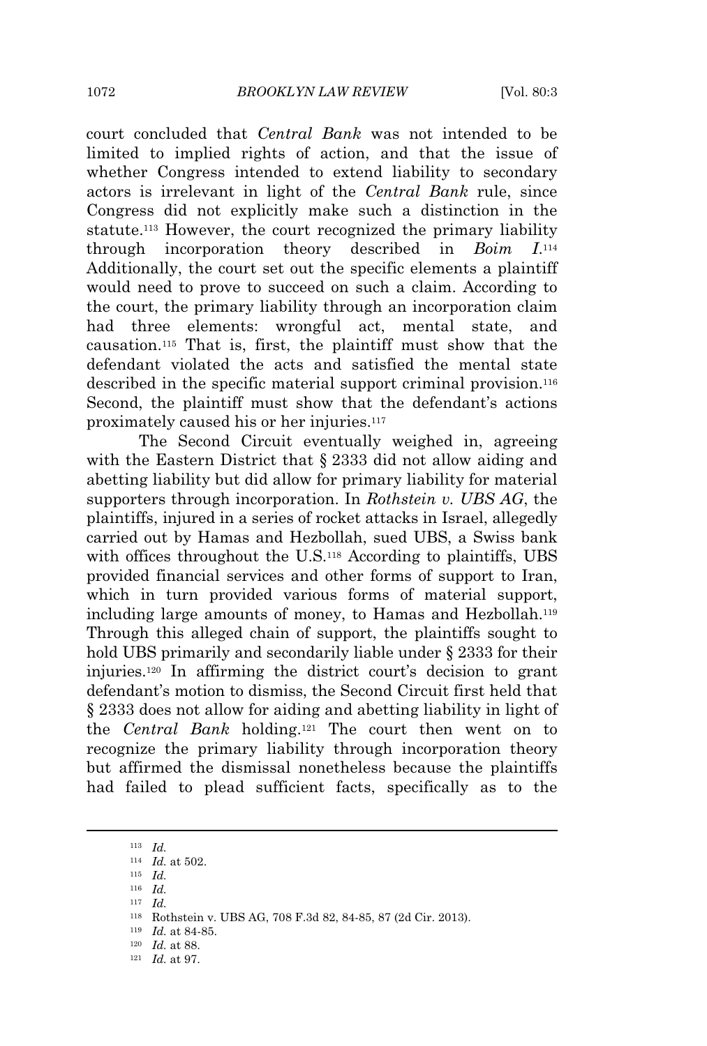court concluded that *Central Bank* was not intended to be limited to implied rights of action, and that the issue of whether Congress intended to extend liability to secondary actors is irrelevant in light of the *Central Bank* rule, since Congress did not explicitly make such a distinction in the statute.[113] However, the court recognized the primary liability through incorporation theory described in *Boim I*.[114] Additionally, the court set out the specific elements a plaintiff would need to prove to succeed on such a claim. According to the court, the primary liability through an incorporation claim had three elements: wrongful act, mental state, and causation.[115] That is, first, the plaintiff must show that the defendant violated the acts and satisfied the mental state described in the specific material support criminal provision.[116] Second, the plaintiff must show that the defendant's actions proximately caused his or her injuries.[117]

The Second Circuit eventually weighed in, agreeing with the Eastern District that § 2333 did not allow aiding and abetting liability but did allow for primary liability for material supporters through incorporation. In *Rothstein v. UBS AG*, the plaintiffs, injured in a series of rocket attacks in Israel, allegedly carried out by Hamas and Hezbollah, sued UBS, a Swiss bank with offices throughout the U.S.[118] According to plaintiffs, UBS provided financial services and other forms of support to Iran, which in turn provided various forms of material support, including large amounts of money, to Hamas and Hezbollah.[119] Through this alleged chain of support, the plaintiffs sought to hold UBS primarily and secondarily liable under § 2333 for their injuries.[120] In affirming the district court's decision to grant defendant's motion to dismiss, the Second Circuit first held that § 2333 does not allow for aiding and abetting liability in light of the *Central Bank* holding.[121] The court then went on to recognize the primary liability through incorporation theory but affirmed the dismissal nonetheless because the plaintiffs had failed to plead sufficient facts, specifically as to the

---

[113] *Id.*

[114] *Id.* at 502.

[115] *Id.*

[116] *Id.*

[117] *Id.*

[118] Rothstein v. UBS AG, 708 F.3d 82, 84-85, 87 (2d Cir. 2013).

[119] *Id.* at 84-85.

[120] *Id.* at 88.

[121] *Id.* at 97.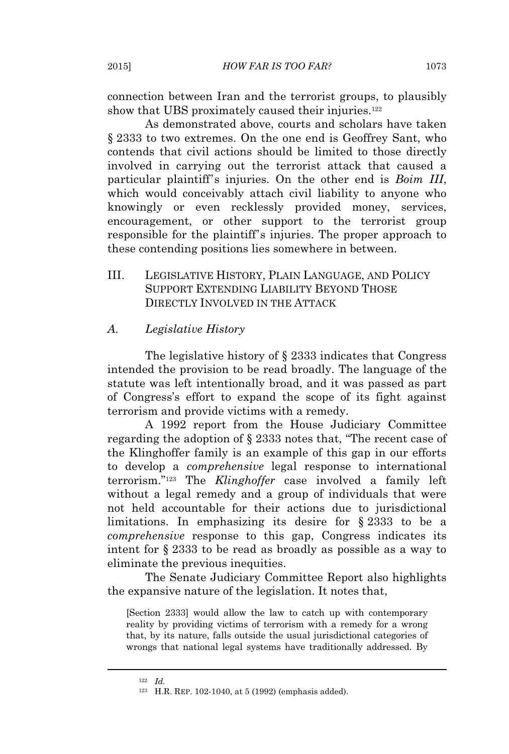connection between Iran and the terrorist groups, to plausibly show that UBS proximately caused their injuries.[122]

As demonstrated above, courts and scholars have taken § 2333 to two extremes. On the one end is Geoffrey Sant, who contends that civil actions should be limited to those directly involved in carrying out the terrorist attack that caused a particular plaintiff's injuries. On the other end is *Boim III*, which would conceivably attach civil liability to anyone who knowingly or even recklessly provided money, services, encouragement, or other support to the terrorist group responsible for the plaintiff's injuries. The proper approach to these contending positions lies somewhere in between.

## III. LEGISLATIVE HISTORY, PLAIN LANGUAGE, AND POLICY SUPPORT EXTENDING LIABILITY BEYOND THOSE DIRECTLY INVOLVED IN THE ATTACK

### *A. Legislative History*

The legislative history of § 2333 indicates that Congress intended the provision to be read broadly. The language of the statute was left intentionally broad, and it was passed as part of Congress's effort to expand the scope of its fight against terrorism and provide victims with a remedy.

A 1992 report from the House Judiciary Committee regarding the adoption of § 2333 notes that, "The recent case of the Klinghoffer family is an example of this gap in our efforts to develop a *comprehensive* legal response to international terrorism."[123] The *Klinghoffer* case involved a family left without a legal remedy and a group of individuals that were not held accountable for their actions due to jurisdictional limitations. In emphasizing its desire for § 2333 to be a *comprehensive* response to this gap, Congress indicates its intent for § 2333 to be read as broadly as possible as a way to eliminate the previous inequities.

The Senate Judiciary Committee Report also highlights the expansive nature of the legislation. It notes that,

> [Section 2333] would allow the law to catch up with contemporary reality by providing victims of terrorism with a remedy for a wrong that, by its nature, falls outside the usual jurisdictional categories of wrongs that national legal systems have traditionally addressed. By

[122] *Id.*

[123] H.R. REP. 102-1040, at 5 (1992) (emphasis added).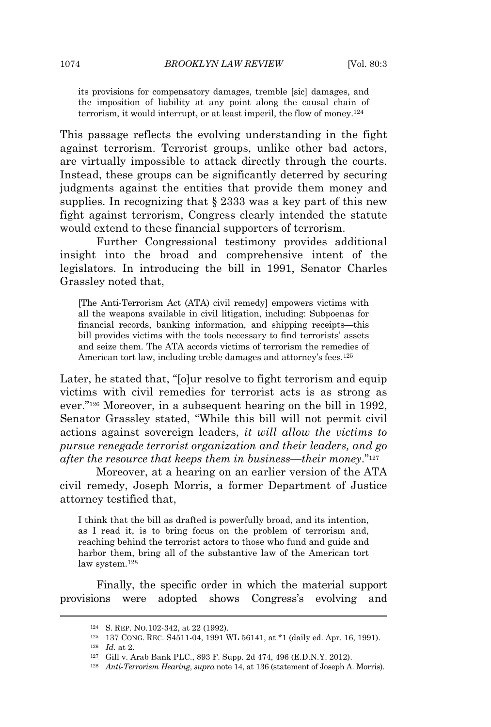> its provisions for compensatory damages, tremble [sic] damages, and the imposition of liability at any point along the causal chain of terrorism, it would interrupt, or at least imperil, the flow of money.[124]

This passage reflects the evolving understanding in the fight against terrorism. Terrorist groups, unlike other bad actors, are virtually impossible to attack directly through the courts. Instead, these groups can be significantly deterred by securing judgments against the entities that provide them money and supplies. In recognizing that § 2333 was a key part of this new fight against terrorism, Congress clearly intended the statute would extend to these financial supporters of terrorism.

Further Congressional testimony provides additional insight into the broad and comprehensive intent of the legislators. In introducing the bill in 1991, Senator Charles Grassley noted that,

> [The Anti-Terrorism Act (ATA) civil remedy] empowers victims with all the weapons available in civil litigation, including: Subpoenas for financial records, banking information, and shipping receipts—this bill provides victims with the tools necessary to find terrorists' assets and seize them. The ATA accords victims of terrorism the remedies of American tort law, including treble damages and attorney's fees.[125]

Later, he stated that, "[o]ur resolve to fight terrorism and equip victims with civil remedies for terrorist acts is as strong as ever."[126] Moreover, in a subsequent hearing on the bill in 1992, Senator Grassley stated, "While this bill will not permit civil actions against sovereign leaders, *it will allow the victims to pursue renegade terrorist organization and their leaders, and go after the resource that keeps them in business—their money*."[127]

Moreover, at a hearing on an earlier version of the ATA civil remedy, Joseph Morris, a former Department of Justice attorney testified that,

> I think that the bill as drafted is powerfully broad, and its intention, as I read it, is to bring focus on the problem of terrorism and, reaching behind the terrorist actors to those who fund and guide and harbor them, bring all of the substantive law of the American tort law system.[128]

Finally, the specific order in which the material support provisions were adopted shows Congress's evolving and

---

[124] S. REP. NO.102-342, at 22 (1992).

[125] 137 CONG. REC. S4511-04, 1991 WL 56141, at *1 (daily ed. Apr. 16, 1991).

[126] *Id.* at 2.

[127] Gill v. Arab Bank PLC., 893 F. Supp. 2d 474, 496 (E.D.N.Y. 2012).

[128] *Anti-Terrorism Hearing*, *supra* note 14, at 136 (statement of Joseph A. Morris).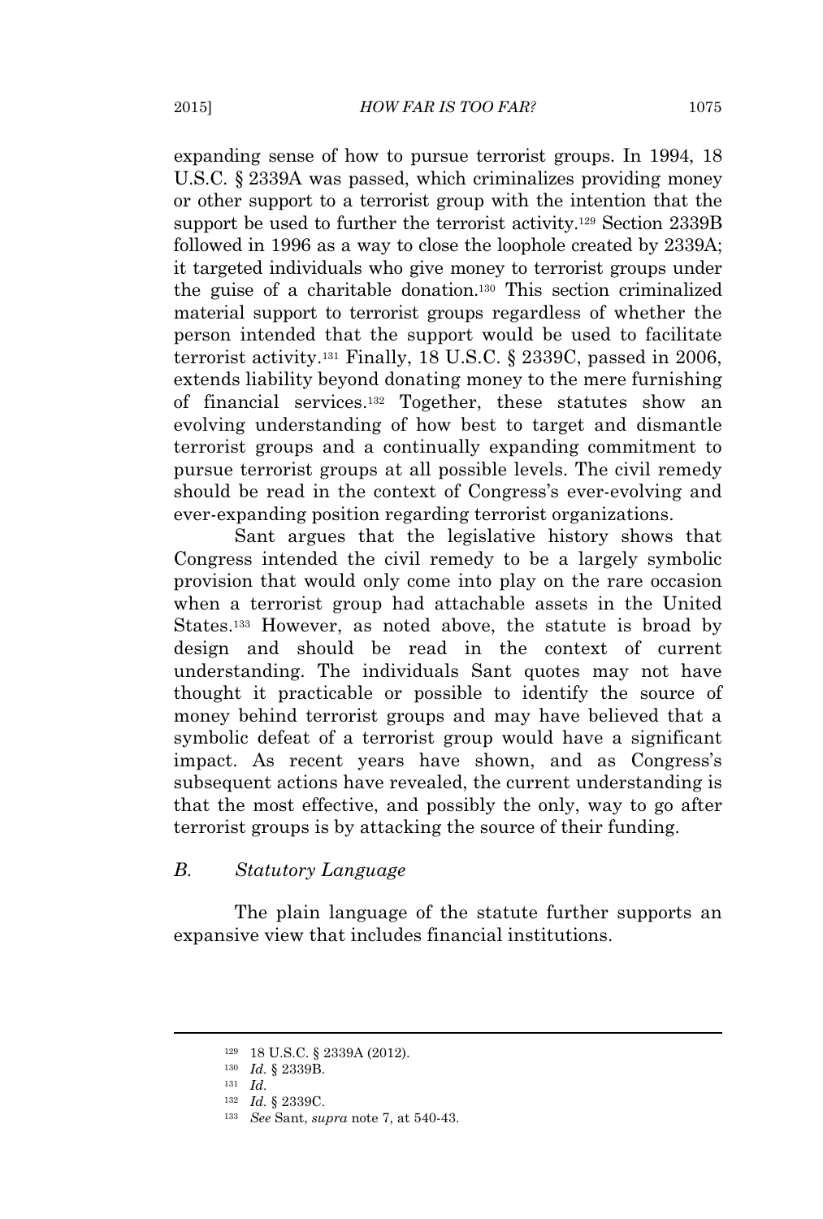expanding sense of how to pursue terrorist groups. In 1994, 18 U.S.C. § 2339A was passed, which criminalizes providing money or other support to a terrorist group with the intention that the support be used to further the terrorist activity.[129] Section 2339B followed in 1996 as a way to close the loophole created by 2339A; it targeted individuals who give money to terrorist groups under the guise of a charitable donation.[130] This section criminalized material support to terrorist groups regardless of whether the person intended that the support would be used to facilitate terrorist activity.[131] Finally, 18 U.S.C. § 2339C, passed in 2006, extends liability beyond donating money to the mere furnishing of financial services.[132] Together, these statutes show an evolving understanding of how best to target and dismantle terrorist groups and a continually expanding commitment to pursue terrorist groups at all possible levels. The civil remedy should be read in the context of Congress's ever-evolving and ever-expanding position regarding terrorist organizations.

Sant argues that the legislative history shows that Congress intended the civil remedy to be a largely symbolic provision that would only come into play on the rare occasion when a terrorist group had attachable assets in the United States.[133] However, as noted above, the statute is broad by design and should be read in the context of current understanding. The individuals Sant quotes may not have thought it practicable or possible to identify the source of money behind terrorist groups and may have believed that a symbolic defeat of a terrorist group would have a significant impact. As recent years have shown, and as Congress's subsequent actions have revealed, the current understanding is that the most effective, and possibly the only, way to go after terrorist groups is by attacking the source of their funding.

### *B. Statutory Language*

The plain language of the statute further supports an expansive view that includes financial institutions.

---

[129] 18 U.S.C. § 2339A (2012).

[130] *Id.* § 2339B.

[131] *Id.*

[132] *Id.* § 2339C.

[133] *See* Sant, *supra* note 7, at 540-43.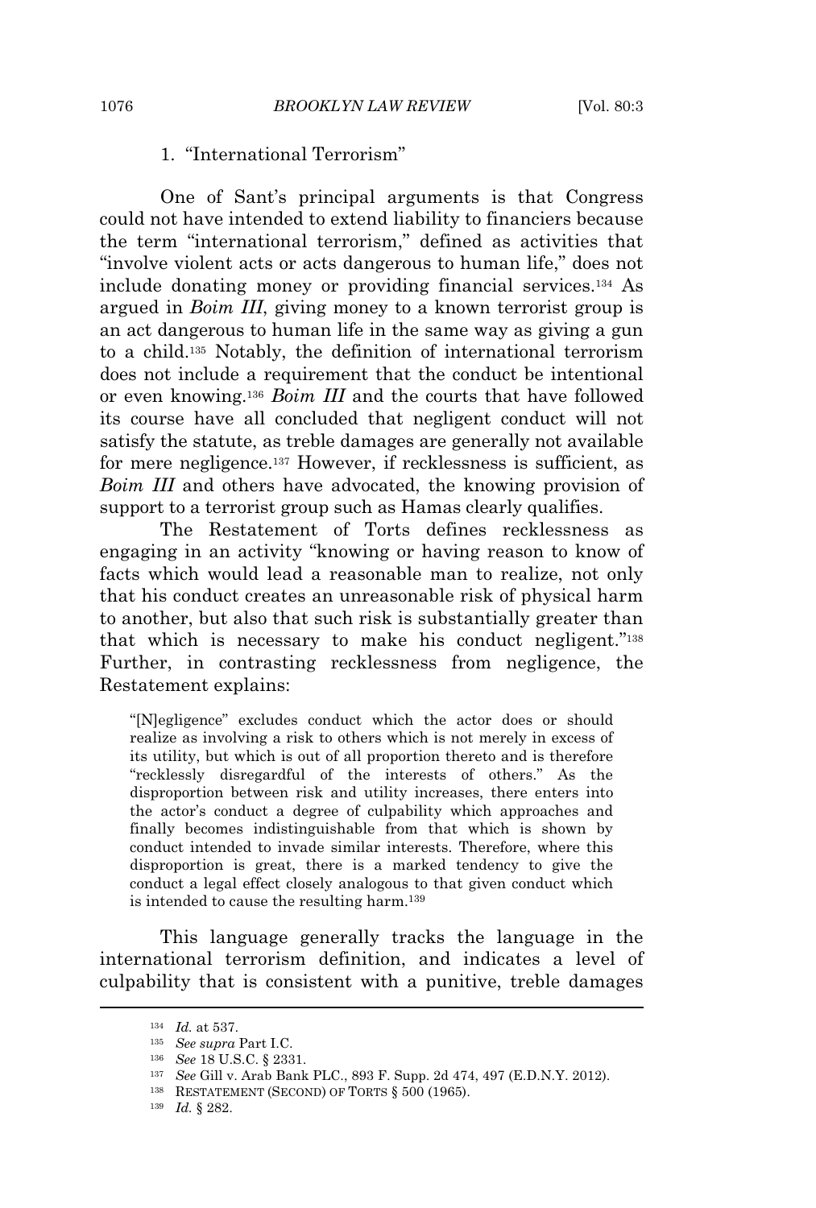### 1. "International Terrorism"

One of Sant's principal arguments is that Congress could not have intended to extend liability to financiers because the term "international terrorism," defined as activities that "involve violent acts or acts dangerous to human life," does not include donating money or providing financial services.[134] As argued in *Boim III*, giving money to a known terrorist group is an act dangerous to human life in the same way as giving a gun to a child.[135] Notably, the definition of international terrorism does not include a requirement that the conduct be intentional or even knowing.[136] *Boim III* and the courts that have followed its course have all concluded that negligent conduct will not satisfy the statute, as treble damages are generally not available for mere negligence.[137] However, if recklessness is sufficient, as *Boim III* and others have advocated, the knowing provision of support to a terrorist group such as Hamas clearly qualifies.

The Restatement of Torts defines recklessness as engaging in an activity "knowing or having reason to know of facts which would lead a reasonable man to realize, not only that his conduct creates an unreasonable risk of physical harm to another, but also that such risk is substantially greater than that which is necessary to make his conduct negligent."[138] Further, in contrasting recklessness from negligence, the Restatement explains:

> "[N]egligence" excludes conduct which the actor does or should realize as involving a risk to others which is not merely in excess of its utility, but which is out of all proportion thereto and is therefore "recklessly disregardful of the interests of others." As the disproportion between risk and utility increases, there enters into the actor's conduct a degree of culpability which approaches and finally becomes indistinguishable from that which is shown by conduct intended to invade similar interests. Therefore, where this disproportion is great, there is a marked tendency to give the conduct a legal effect closely analogous to that given conduct which is intended to cause the resulting harm.[139]

This language generally tracks the language in the international terrorism definition, and indicates a level of culpability that is consistent with a punitive, treble damages

---

[134] *Id.* at 537.

[135] *See supra* Part I.C.

[136] *See* 18 U.S.C. § 2331.

[137] *See* Gill v. Arab Bank PLC., 893 F. Supp. 2d 474, 497 (E.D.N.Y. 2012).

[138] RESTATEMENT (SECOND) OF TORTS § 500 (1965).

[139] *Id.* § 282.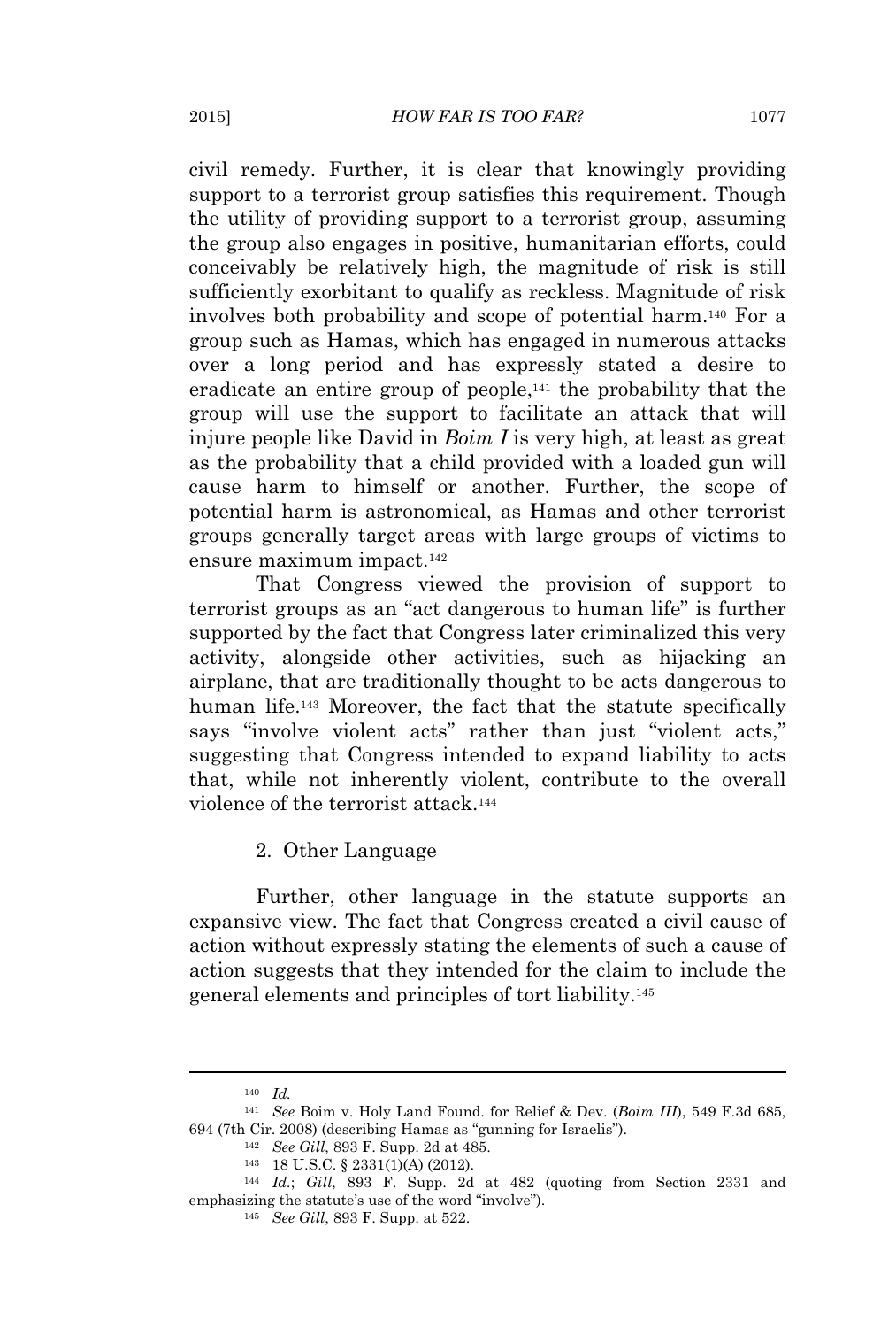civil remedy. Further, it is clear that knowingly providing support to a terrorist group satisfies this requirement. Though the utility of providing support to a terrorist group, assuming the group also engages in positive, humanitarian efforts, could conceivably be relatively high, the magnitude of risk is still sufficiently exorbitant to qualify as reckless. Magnitude of risk involves both probability and scope of potential harm.[140] For a group such as Hamas, which has engaged in numerous attacks over a long period and has expressly stated a desire to eradicate an entire group of people,[141] the probability that the group will use the support to facilitate an attack that will injure people like David in *Boim I* is very high, at least as great as the probability that a child provided with a loaded gun will cause harm to himself or another. Further, the scope of potential harm is astronomical, as Hamas and other terrorist groups generally target areas with large groups of victims to ensure maximum impact.[142]

That Congress viewed the provision of support to terrorist groups as an "act dangerous to human life" is further supported by the fact that Congress later criminalized this very activity, alongside other activities, such as hijacking an airplane, that are traditionally thought to be acts dangerous to human life.[143] Moreover, the fact that the statute specifically says "involve violent acts" rather than just "violent acts," suggesting that Congress intended to expand liability to acts that, while not inherently violent, contribute to the overall violence of the terrorist attack.[144]

### 2. Other Language

Further, other language in the statute supports an expansive view. The fact that Congress created a civil cause of action without expressly stating the elements of such a cause of action suggests that they intended for the claim to include the general elements and principles of tort liability.[145]

---

[140] *Id.*

[141] *See* Boim v. Holy Land Found. for Relief & Dev. (*Boim III*), 549 F.3d 685, 694 (7th Cir. 2008) (describing Hamas as "gunning for Israelis").

[142] *See Gill*, 893 F. Supp. 2d at 485.

[143] 18 U.S.C. § 2331(1)(A) (2012).

[144] *Id.*; *Gill*, 893 F. Supp. 2d at 482 (quoting from Section 2331 and emphasizing the statute's use of the word "involve").

[145] *See Gill*, 893 F. Supp. at 522.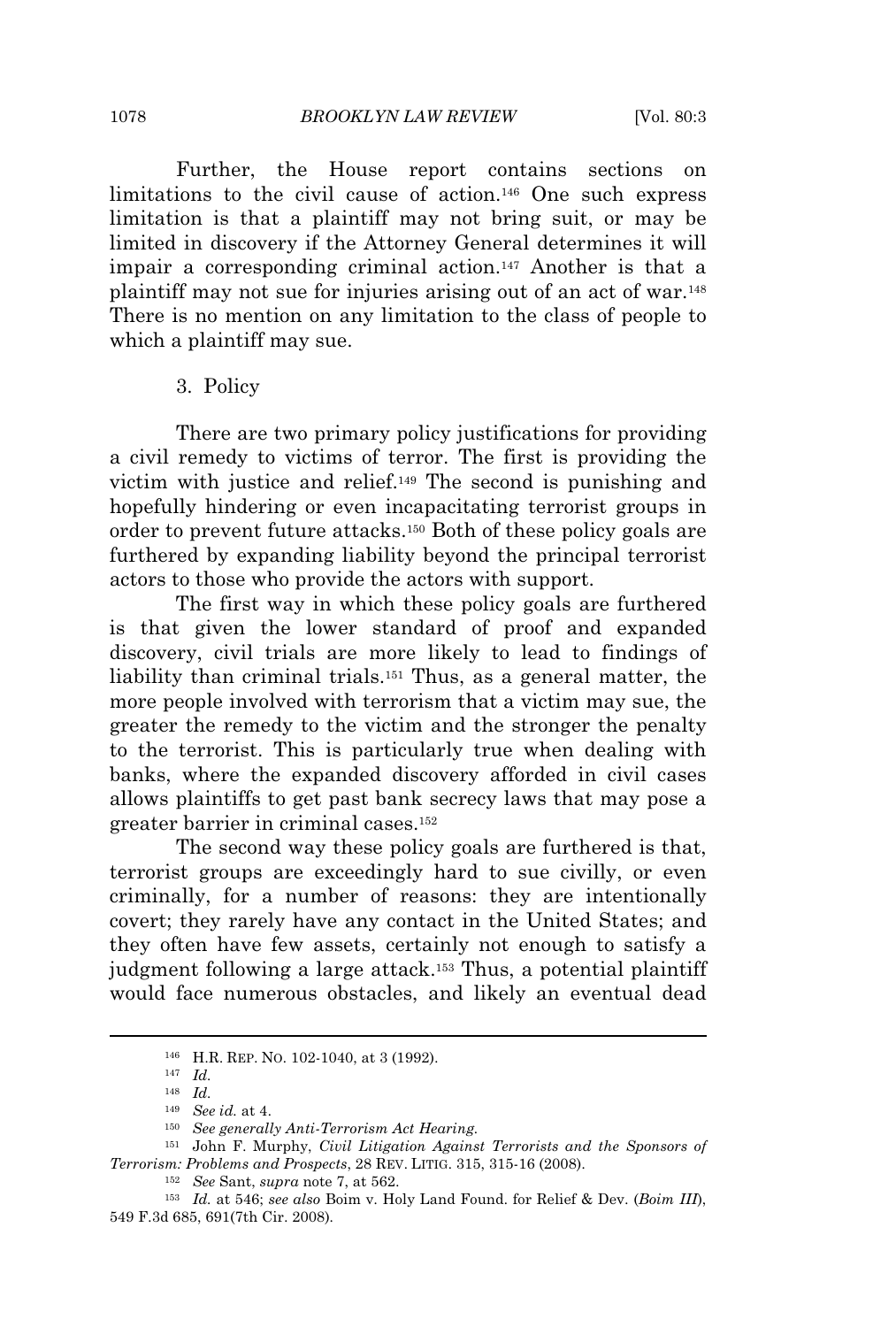Further, the House report contains sections on limitations to the civil cause of action.[146] One such express limitation is that a plaintiff may not bring suit, or may be limited in discovery if the Attorney General determines it will impair a corresponding criminal action.[147] Another is that a plaintiff may not sue for injuries arising out of an act of war.[148] There is no mention on any limitation to the class of people to which a plaintiff may sue.

### 3. Policy

There are two primary policy justifications for providing a civil remedy to victims of terror. The first is providing the victim with justice and relief.[149] The second is punishing and hopefully hindering or even incapacitating terrorist groups in order to prevent future attacks.[150] Both of these policy goals are furthered by expanding liability beyond the principal terrorist actors to those who provide the actors with support.

The first way in which these policy goals are furthered is that given the lower standard of proof and expanded discovery, civil trials are more likely to lead to findings of liability than criminal trials.[151] Thus, as a general matter, the more people involved with terrorism that a victim may sue, the greater the remedy to the victim and the stronger the penalty to the terrorist. This is particularly true when dealing with banks, where the expanded discovery afforded in civil cases allows plaintiffs to get past bank secrecy laws that may pose a greater barrier in criminal cases.[152]

The second way these policy goals are furthered is that, terrorist groups are exceedingly hard to sue civilly, or even criminally, for a number of reasons: they are intentionally covert; they rarely have any contact in the United States; and they often have few assets, certainly not enough to satisfy a judgment following a large attack.[153] Thus, a potential plaintiff would face numerous obstacles, and likely an eventual dead

---

[146] H.R. REP. NO. 102-1040, at 3 (1992).

[147] *Id.*

[148] *Id.*

[149] *See id.* at 4.

[150] *See generally Anti-Terrorism Act Hearing.*

[151] John F. Murphy, *Civil Litigation Against Terrorists and the Sponsors of Terrorism: Problems and Prospects*, 28 REV. LITIG. 315, 315-16 (2008).

[152] *See* Sant, *supra* note 7, at 562.

[153] *Id.* at 546; *see also* Boim v. Holy Land Found. for Relief & Dev. (*Boim III*), 549 F.3d 685, 691(7th Cir. 2008).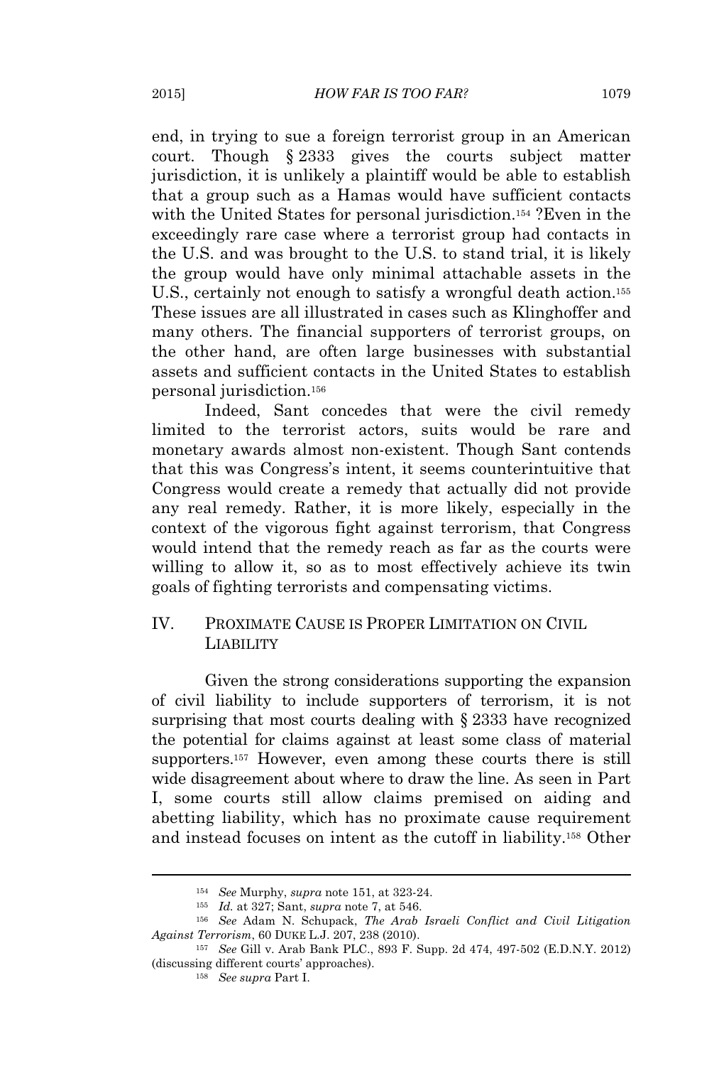end, in trying to sue a foreign terrorist group in an American court. Though § 2333 gives the courts subject matter jurisdiction, it is unlikely a plaintiff would be able to establish that a group such as a Hamas would have sufficient contacts with the United States for personal jurisdiction.[154] ?Even in the exceedingly rare case where a terrorist group had contacts in the U.S. and was brought to the U.S. to stand trial, it is likely the group would have only minimal attachable assets in the U.S., certainly not enough to satisfy a wrongful death action.[155] These issues are all illustrated in cases such as Klinghoffer and many others. The financial supporters of terrorist groups, on the other hand, are often large businesses with substantial assets and sufficient contacts in the United States to establish personal jurisdiction.[156]

Indeed, Sant concedes that were the civil remedy limited to the terrorist actors, suits would be rare and monetary awards almost non-existent. Though Sant contends that this was Congress's intent, it seems counterintuitive that Congress would create a remedy that actually did not provide any real remedy. Rather, it is more likely, especially in the context of the vigorous fight against terrorism, that Congress would intend that the remedy reach as far as the courts were willing to allow it, so as to most effectively achieve its twin goals of fighting terrorists and compensating victims.

## IV. PROXIMATE CAUSE IS PROPER LIMITATION ON CIVIL LIABILITY

Given the strong considerations supporting the expansion of civil liability to include supporters of terrorism, it is not surprising that most courts dealing with § 2333 have recognized the potential for claims against at least some class of material supporters.[157] However, even among these courts there is still wide disagreement about where to draw the line. As seen in Part I, some courts still allow claims premised on aiding and abetting liability, which has no proximate cause requirement and instead focuses on intent as the cutoff in liability.[158] Other

---

[154] *See* Murphy, *supra* note 151, at 323-24.

[155] *Id.* at 327; Sant, *supra* note 7, at 546.

[156] *See* Adam N. Schupack, *The Arab Israeli Conflict and Civil Litigation Against Terrorism*, 60 DUKE L.J. 207, 238 (2010).

[157] *See* Gill v. Arab Bank PLC., 893 F. Supp. 2d 474, 497-502 (E.D.N.Y. 2012) (discussing different courts' approaches).

[158] *See supra* Part I.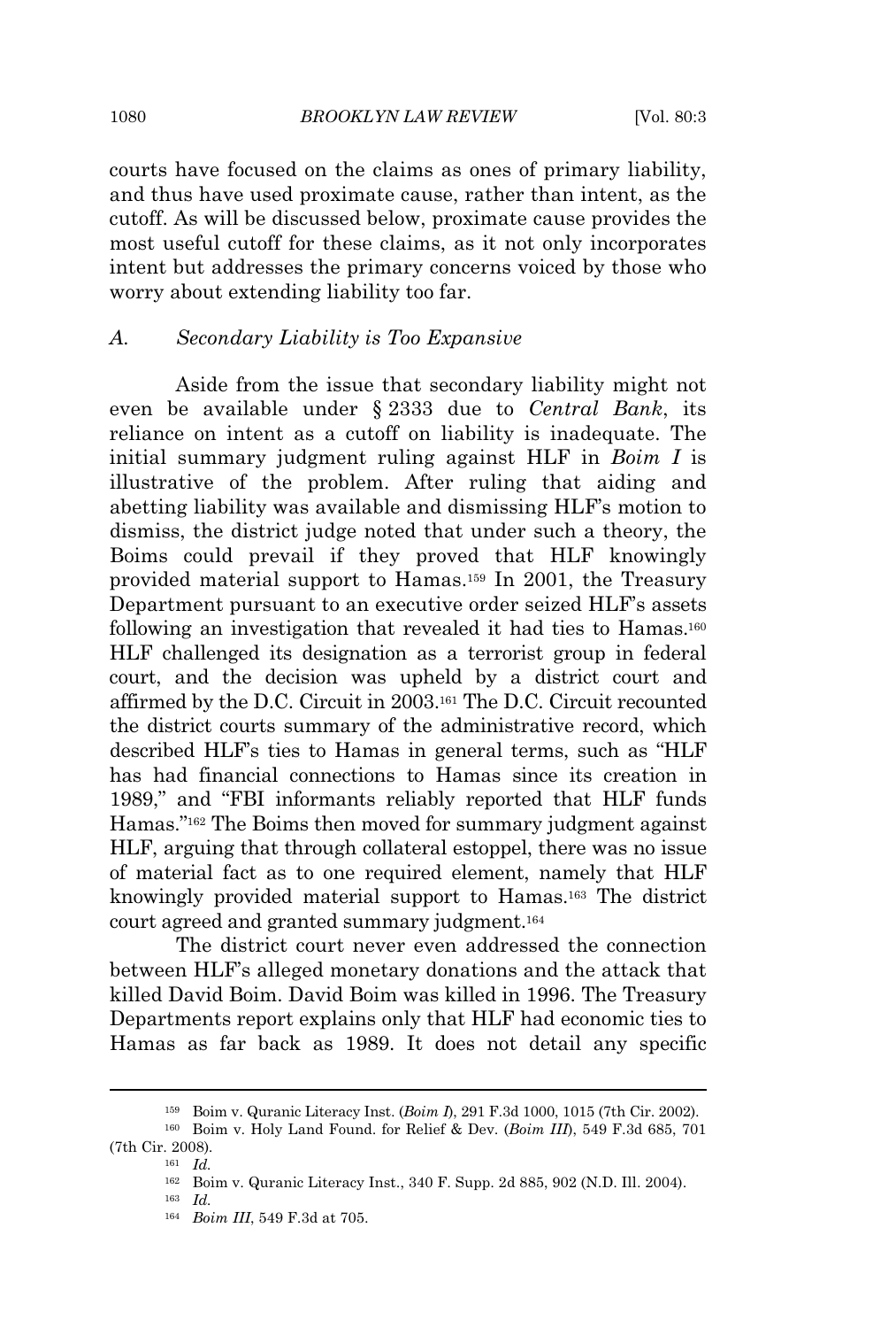courts have focused on the claims as ones of primary liability, and thus have used proximate cause, rather than intent, as the cutoff. As will be discussed below, proximate cause provides the most useful cutoff for these claims, as it not only incorporates intent but addresses the primary concerns voiced by those who worry about extending liability too far.

### *A. Secondary Liability is Too Expansive*

Aside from the issue that secondary liability might not even be available under § 2333 due to *Central Bank*, its reliance on intent as a cutoff on liability is inadequate. The initial summary judgment ruling against HLF in *Boim I* is illustrative of the problem. After ruling that aiding and abetting liability was available and dismissing HLF's motion to dismiss, the district judge noted that under such a theory, the Boims could prevail if they proved that HLF knowingly provided material support to Hamas.[159] In 2001, the Treasury Department pursuant to an executive order seized HLF's assets following an investigation that revealed it had ties to Hamas.[160] HLF challenged its designation as a terrorist group in federal court, and the decision was upheld by a district court and affirmed by the D.C. Circuit in 2003.[161] The D.C. Circuit recounted the district courts summary of the administrative record, which described HLF's ties to Hamas in general terms, such as "HLF has had financial connections to Hamas since its creation in 1989," and "FBI informants reliably reported that HLF funds Hamas."[162] The Boims then moved for summary judgment against HLF, arguing that through collateral estoppel, there was no issue of material fact as to one required element, namely that HLF knowingly provided material support to Hamas.[163] The district court agreed and granted summary judgment.[164]

The district court never even addressed the connection between HLF's alleged monetary donations and the attack that killed David Boim. David Boim was killed in 1996. The Treasury Departments report explains only that HLF had economic ties to Hamas as far back as 1989. It does not detail any specific

---

[159] Boim v. Quranic Literacy Inst. (*Boim I*), 291 F.3d 1000, 1015 (7th Cir. 2002).

[160] Boim v. Holy Land Found. for Relief & Dev. (*Boim III*), 549 F.3d 685, 701 (7th Cir. 2008).

[161] *Id.*

[162] Boim v. Quranic Literacy Inst., 340 F. Supp. 2d 885, 902 (N.D. Ill. 2004).

[163] *Id.*

[164] *Boim III*, 549 F.3d at 705.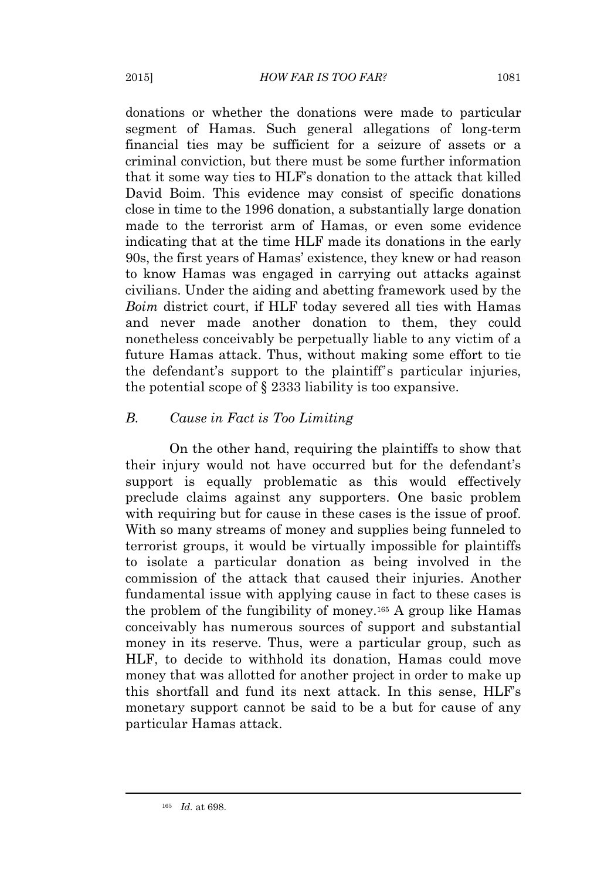donations or whether the donations were made to particular segment of Hamas. Such general allegations of long-term financial ties may be sufficient for a seizure of assets or a criminal conviction, but there must be some further information that it some way ties to HLF's donation to the attack that killed David Boim. This evidence may consist of specific donations close in time to the 1996 donation, a substantially large donation made to the terrorist arm of Hamas, or even some evidence indicating that at the time HLF made its donations in the early 90s, the first years of Hamas' existence, they knew or had reason to know Hamas was engaged in carrying out attacks against civilians. Under the aiding and abetting framework used by the *Boim* district court, if HLF today severed all ties with Hamas and never made another donation to them, they could nonetheless conceivably be perpetually liable to any victim of a future Hamas attack. Thus, without making some effort to tie the defendant's support to the plaintiff's particular injuries, the potential scope of § 2333 liability is too expansive.

### *B. Cause in Fact is Too Limiting*

On the other hand, requiring the plaintiffs to show that their injury would not have occurred but for the defendant's support is equally problematic as this would effectively preclude claims against any supporters. One basic problem with requiring but for cause in these cases is the issue of proof. With so many streams of money and supplies being funneled to terrorist groups, it would be virtually impossible for plaintiffs to isolate a particular donation as being involved in the commission of the attack that caused their injuries. Another fundamental issue with applying cause in fact to these cases is the problem of the fungibility of money.[165] A group like Hamas conceivably has numerous sources of support and substantial money in its reserve. Thus, were a particular group, such as HLF, to decide to withhold its donation, Hamas could move money that was allotted for another project in order to make up this shortfall and fund its next attack. In this sense, HLF's monetary support cannot be said to be a but for cause of any particular Hamas attack.

---

[165] *Id.* at 698.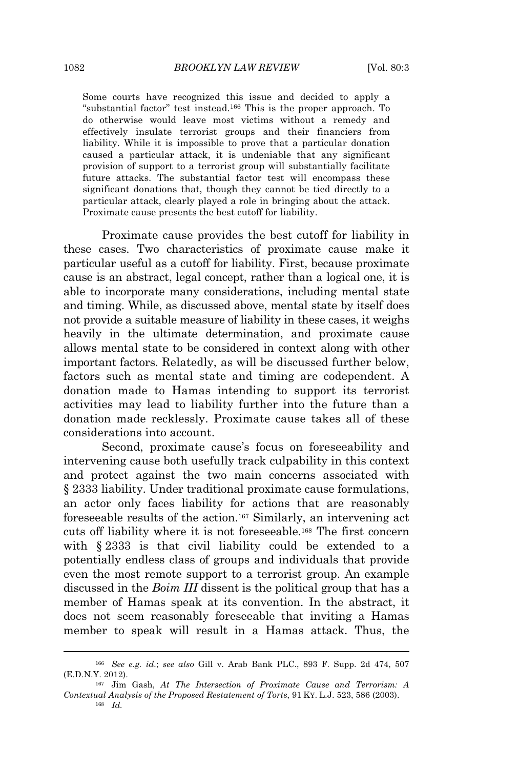> Some courts have recognized this issue and decided to apply a "substantial factor" test instead.[166] This is the proper approach. To do otherwise would leave most victims without a remedy and effectively insulate terrorist groups and their financiers from liability. While it is impossible to prove that a particular donation caused a particular attack, it is undeniable that any significant provision of support to a terrorist group will substantially facilitate future attacks. The substantial factor test will encompass these significant donations that, though they cannot be tied directly to a particular attack, clearly played a role in bringing about the attack. Proximate cause presents the best cutoff for liability.

Proximate cause provides the best cutoff for liability in these cases. Two characteristics of proximate cause make it particular useful as a cutoff for liability. First, because proximate cause is an abstract, legal concept, rather than a logical one, it is able to incorporate many considerations, including mental state and timing. While, as discussed above, mental state by itself does not provide a suitable measure of liability in these cases, it weighs heavily in the ultimate determination, and proximate cause allows mental state to be considered in context along with other important factors. Relatedly, as will be discussed further below, factors such as mental state and timing are codependent. A donation made to Hamas intending to support its terrorist activities may lead to liability further into the future than a donation made recklessly. Proximate cause takes all of these considerations into account.

Second, proximate cause's focus on foreseeability and intervening cause both usefully track culpability in this context and protect against the two main concerns associated with § 2333 liability. Under traditional proximate cause formulations, an actor only faces liability for actions that are reasonably foreseeable results of the action.[167] Similarly, an intervening act cuts off liability where it is not foreseeable.[168] The first concern with § 2333 is that civil liability could be extended to a potentially endless class of groups and individuals that provide even the most remote support to a terrorist group. An example discussed in the *Boim III* dissent is the political group that has a member of Hamas speak at its convention. In the abstract, it does not seem reasonably foreseeable that inviting a Hamas member to speak will result in a Hamas attack. Thus, the

---

[166] *See e.g. id.*; *see also* Gill v. Arab Bank PLC., 893 F. Supp. 2d 474, 507 (E.D.N.Y. 2012).

[167] Jim Gash, *At The Intersection of Proximate Cause and Terrorism: A Contextual Analysis of the Proposed Restatement of Torts*, 91 KY. L.J. 523, 586 (2003).

[168] *Id.*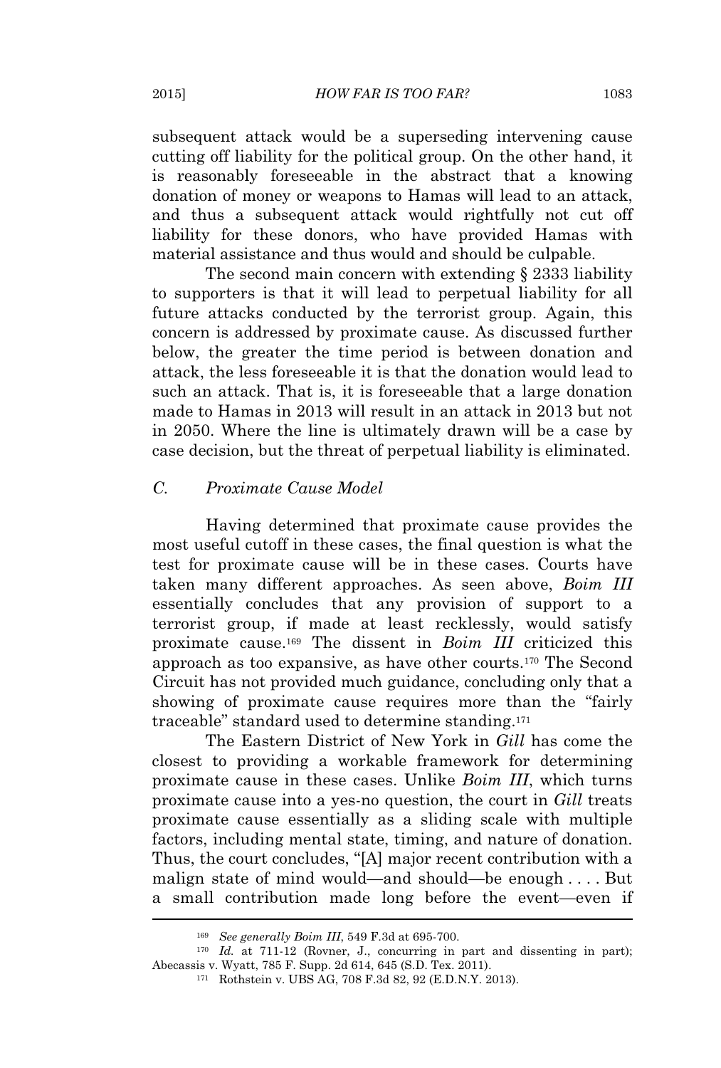subsequent attack would be a superseding intervening cause cutting off liability for the political group. On the other hand, it is reasonably foreseeable in the abstract that a knowing donation of money or weapons to Hamas will lead to an attack, and thus a subsequent attack would rightfully not cut off liability for these donors, who have provided Hamas with material assistance and thus would and should be culpable.

The second main concern with extending § 2333 liability to supporters is that it will lead to perpetual liability for all future attacks conducted by the terrorist group. Again, this concern is addressed by proximate cause. As discussed further below, the greater the time period is between donation and attack, the less foreseeable it is that the donation would lead to such an attack. That is, it is foreseeable that a large donation made to Hamas in 2013 will result in an attack in 2013 but not in 2050. Where the line is ultimately drawn will be a case by case decision, but the threat of perpetual liability is eliminated.

### C. *Proximate Cause Model*

Having determined that proximate cause provides the most useful cutoff in these cases, the final question is what the test for proximate cause will be in these cases. Courts have taken many different approaches. As seen above, *Boim III* essentially concludes that any provision of support to a terrorist group, if made at least recklessly, would satisfy proximate cause.[169] The dissent in *Boim III* criticized this approach as too expansive, as have other courts.[170] The Second Circuit has not provided much guidance, concluding only that a showing of proximate cause requires more than the "fairly traceable" standard used to determine standing.[171]

The Eastern District of New York in *Gill* has come the closest to providing a workable framework for determining proximate cause in these cases. Unlike *Boim III*, which turns proximate cause into a yes-no question, the court in *Gill* treats proximate cause essentially as a sliding scale with multiple factors, including mental state, timing, and nature of donation. Thus, the court concludes, "[A] major recent contribution with a malign state of mind would—and should—be enough . . . . But a small contribution made long before the event—even if

---

[169] *See generally Boim III*, 549 F.3d at 695-700.

[170] *Id.* at 711-12 (Rovner, J., concurring in part and dissenting in part); Abecassis v. Wyatt, 785 F. Supp. 2d 614, 645 (S.D. Tex. 2011).

[171] Rothstein v. UBS AG, 708 F.3d 82, 92 (E.D.N.Y. 2013).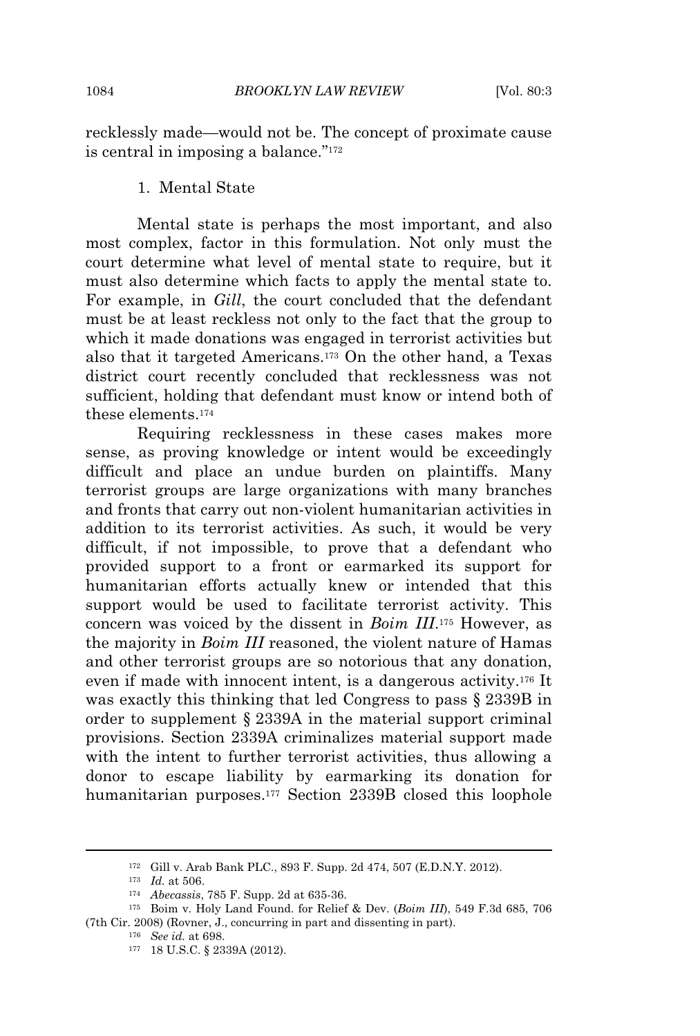recklessly made—would not be. The concept of proximate cause is central in imposing a balance."[172]

### 1. Mental State

Mental state is perhaps the most important, and also most complex, factor in this formulation. Not only must the court determine what level of mental state to require, but it must also determine which facts to apply the mental state to. For example, in *Gill*, the court concluded that the defendant must be at least reckless not only to the fact that the group to which it made donations was engaged in terrorist activities but also that it targeted Americans.[173] On the other hand, a Texas district court recently concluded that recklessness was not sufficient, holding that defendant must know or intend both of these elements.[174]

Requiring recklessness in these cases makes more sense, as proving knowledge or intent would be exceedingly difficult and place an undue burden on plaintiffs. Many terrorist groups are large organizations with many branches and fronts that carry out non-violent humanitarian activities in addition to its terrorist activities. As such, it would be very difficult, if not impossible, to prove that a defendant who provided support to a front or earmarked its support for humanitarian efforts actually knew or intended that this support would be used to facilitate terrorist activity. This concern was voiced by the dissent in *Boim III*.[175] However, as the majority in *Boim III* reasoned, the violent nature of Hamas and other terrorist groups are so notorious that any donation, even if made with innocent intent, is a dangerous activity.[176] It was exactly this thinking that led Congress to pass § 2339B in order to supplement § 2339A in the material support criminal provisions. Section 2339A criminalizes material support made with the intent to further terrorist activities, thus allowing a donor to escape liability by earmarking its donation for humanitarian purposes.[177] Section 2339B closed this loophole

---

[172] Gill v. Arab Bank PLC., 893 F. Supp. 2d 474, 507 (E.D.N.Y. 2012).

[173] *Id.* at 506.

[174] *Abecassis*, 785 F. Supp. 2d at 635-36.

[175] Boim v. Holy Land Found. for Relief & Dev. (*Boim III*), 549 F.3d 685, 706 (7th Cir. 2008) (Rovner, J., concurring in part and dissenting in part).

[176] *See id.* at 698.

[177] 18 U.S.C. § 2339A (2012).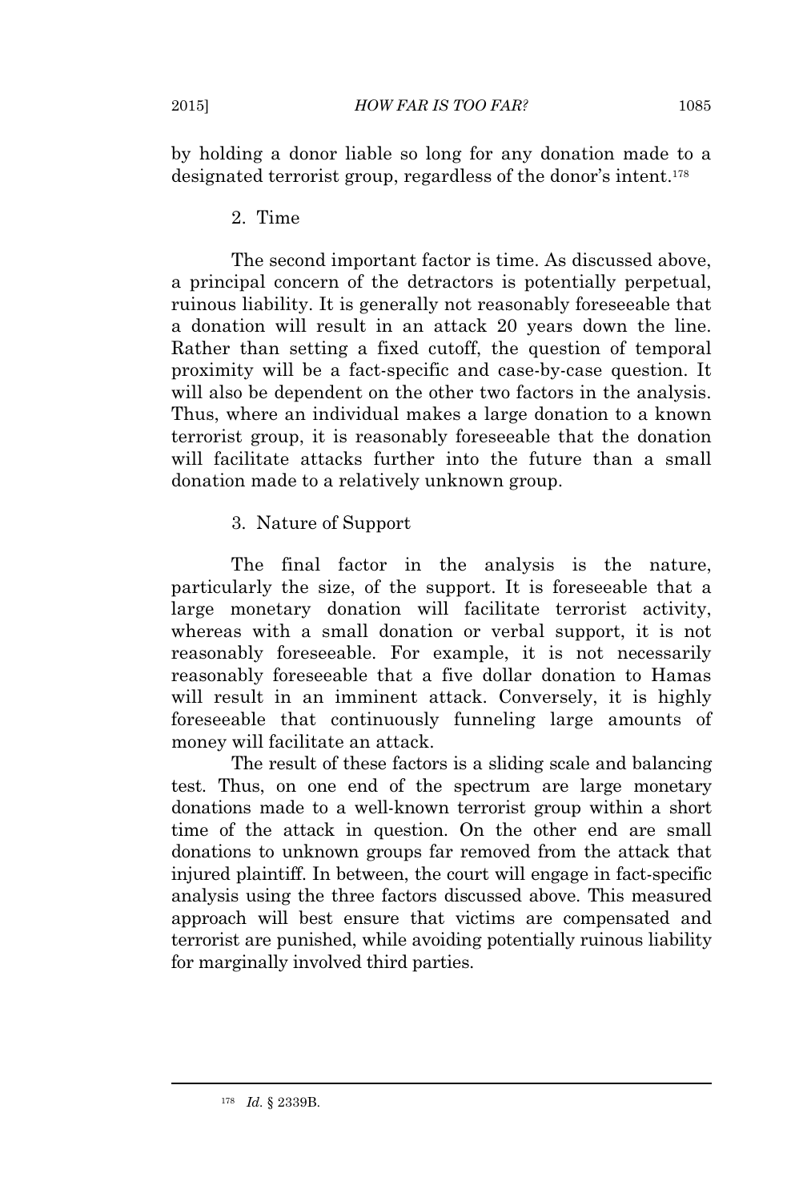by holding a donor liable so long for any donation made to a designated terrorist group, regardless of the donor's intent.[178]

### 2. Time

The second important factor is time. As discussed above, a principal concern of the detractors is potentially perpetual, ruinous liability. It is generally not reasonably foreseeable that a donation will result in an attack 20 years down the line. Rather than setting a fixed cutoff, the question of temporal proximity will be a fact-specific and case-by-case question. It will also be dependent on the other two factors in the analysis. Thus, where an individual makes a large donation to a known terrorist group, it is reasonably foreseeable that the donation will facilitate attacks further into the future than a small donation made to a relatively unknown group.

### 3. Nature of Support

The final factor in the analysis is the nature, particularly the size, of the support. It is foreseeable that a large monetary donation will facilitate terrorist activity, whereas with a small donation or verbal support, it is not reasonably foreseeable. For example, it is not necessarily reasonably foreseeable that a five dollar donation to Hamas will result in an imminent attack. Conversely, it is highly foreseeable that continuously funneling large amounts of money will facilitate an attack.

The result of these factors is a sliding scale and balancing test. Thus, on one end of the spectrum are large monetary donations made to a well-known terrorist group within a short time of the attack in question. On the other end are small donations to unknown groups far removed from the attack that injured plaintiff. In between, the court will engage in fact-specific analysis using the three factors discussed above. This measured approach will best ensure that victims are compensated and terrorist are punished, while avoiding potentially ruinous liability for marginally involved third parties.

---

[178] *Id.* § 2339B.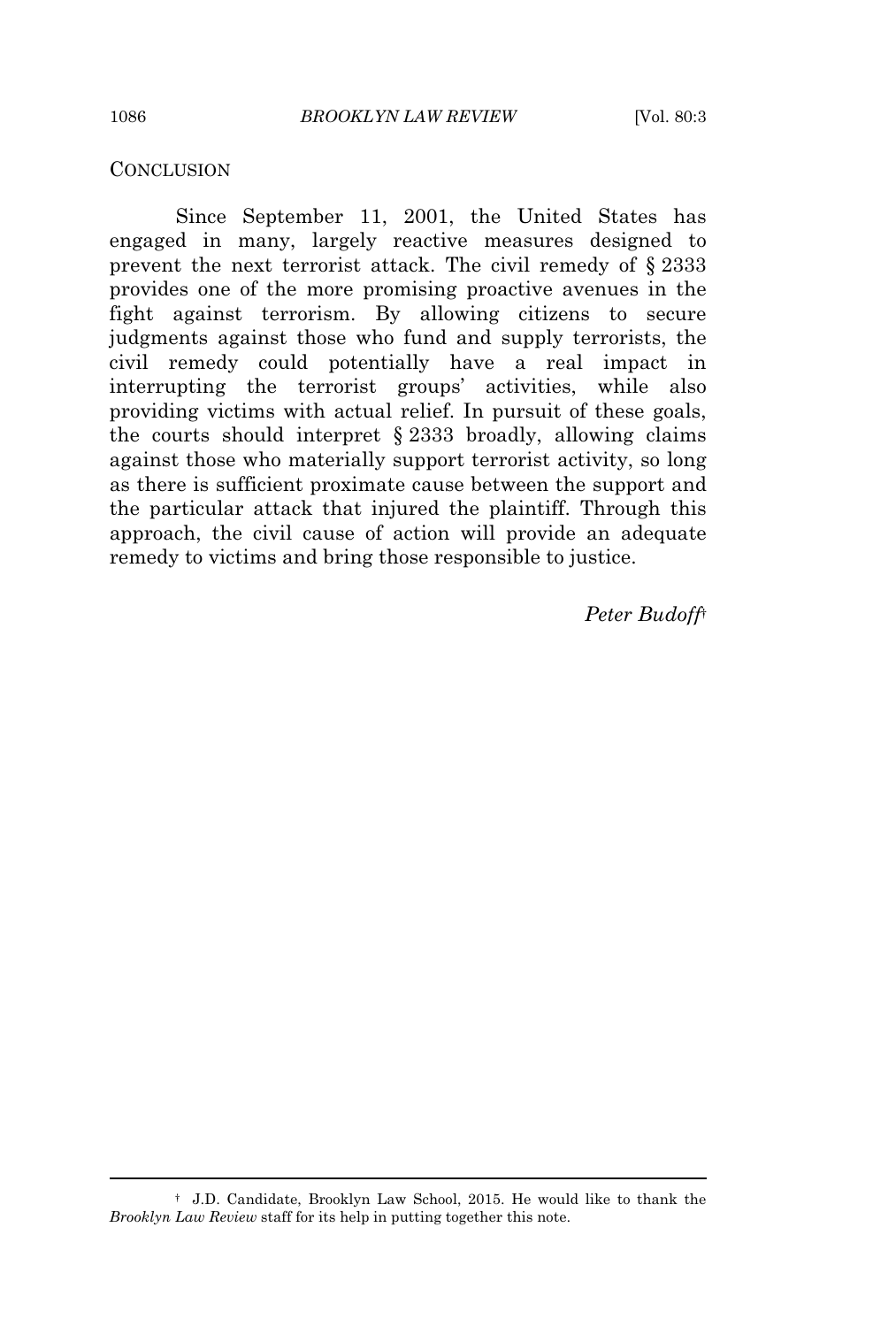## CONCLUSION

Since September 11, 2001, the United States has engaged in many, largely reactive measures designed to prevent the next terrorist attack. The civil remedy of § 2333 provides one of the more promising proactive avenues in the fight against terrorism. By allowing citizens to secure judgments against those who fund and supply terrorists, the civil remedy could potentially have a real impact in interrupting the terrorist groups' activities, while also providing victims with actual relief. In pursuit of these goals, the courts should interpret § 2333 broadly, allowing claims against those who materially support terrorist activity, so long as there is sufficient proximate cause between the support and the particular attack that injured the plaintiff. Through this approach, the civil cause of action will provide an adequate remedy to victims and bring those responsible to justice.

*Peter Budoff*[†]

---

[†] J.D. Candidate, Brooklyn Law School, 2015. He would like to thank the *Brooklyn Law Review* staff for its help in putting together this note.